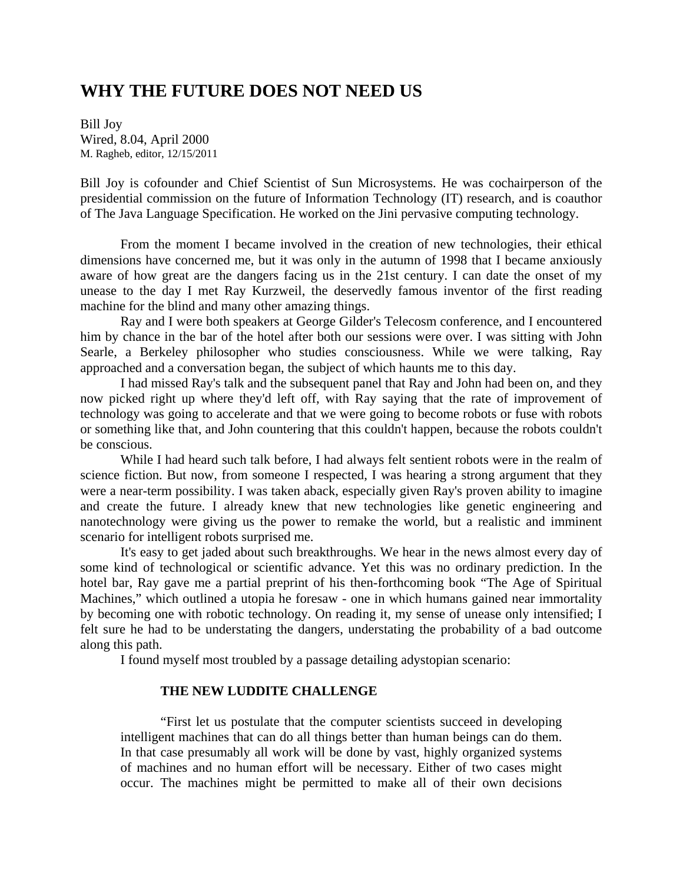# WHY THE FUTURE DOES NOT NEED US

Bill Joy
Wired, 8.04, April 2000
M. Ragheb, editor, 12/15/2011

Bill Joy is cofounder and Chief Scientist of Sun Microsystems. He was cochairperson of the presidential commission on the future of Information Technology (IT) research, and is coauthor of The Java Language Specification. He worked on the Jini pervasive computing technology.

From the moment I became involved in the creation of new technologies, their ethical dimensions have concerned me, but it was only in the autumn of 1998 that I became anxiously aware of how great are the dangers facing us in the 21st century. I can date the onset of my unease to the day I met Ray Kurzweil, the deservedly famous inventor of the first reading machine for the blind and many other amazing things.

Ray and I were both speakers at George Gilder's Telecosm conference, and I encountered him by chance in the bar of the hotel after both our sessions were over. I was sitting with John Searle, a Berkeley philosopher who studies consciousness. While we were talking, Ray approached and a conversation began, the subject of which haunts me to this day.

I had missed Ray's talk and the subsequent panel that Ray and John had been on, and they now picked right up where they'd left off, with Ray saying that the rate of improvement of technology was going to accelerate and that we were going to become robots or fuse with robots or something like that, and John countering that this couldn't happen, because the robots couldn't be conscious.

While I had heard such talk before, I had always felt sentient robots were in the realm of science fiction. But now, from someone I respected, I was hearing a strong argument that they were a near-term possibility. I was taken aback, especially given Ray's proven ability to imagine and create the future. I already knew that new technologies like genetic engineering and nanotechnology were giving us the power to remake the world, but a realistic and imminent scenario for intelligent robots surprised me.

It's easy to get jaded about such breakthroughs. We hear in the news almost every day of some kind of technological or scientific advance. Yet this was no ordinary prediction. In the hotel bar, Ray gave me a partial preprint of his then-forthcoming book "The Age of Spiritual Machines," which outlined a utopia he foresaw - one in which humans gained near immortality by becoming one with robotic technology. On reading it, my sense of unease only intensified; I felt sure he had to be understating the dangers, understating the probability of a bad outcome along this path.

I found myself most troubled by a passage detailing adystopian scenario:

> **THE NEW LUDDITE CHALLENGE**
>
> "First let us postulate that the computer scientists succeed in developing intelligent machines that can do all things better than human beings can do them. In that case presumably all work will be done by vast, highly organized systems of machines and no human effort will be necessary. Either of two cases might occur. The machines might be permitted to make all of their own decisions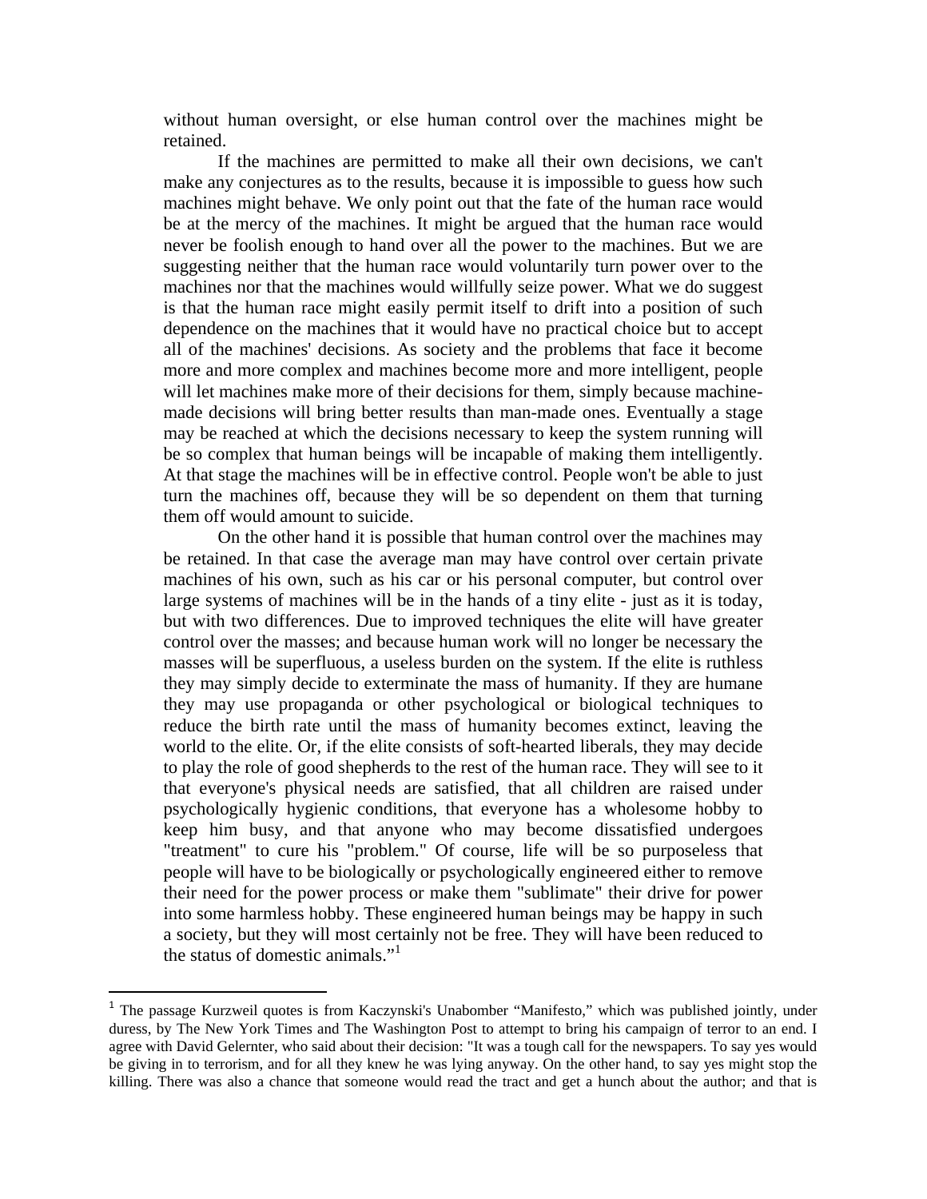without human oversight, or else human control over the machines might be retained.

If the machines are permitted to make all their own decisions, we can't make any conjectures as to the results, because it is impossible to guess how such machines might behave. We only point out that the fate of the human race would be at the mercy of the machines. It might be argued that the human race would never be foolish enough to hand over all the power to the machines. But we are suggesting neither that the human race would voluntarily turn power over to the machines nor that the machines would willfully seize power. What we do suggest is that the human race might easily permit itself to drift into a position of such dependence on the machines that it would have no practical choice but to accept all of the machines' decisions. As society and the problems that face it become more and more complex and machines become more and more intelligent, people will let machines make more of their decisions for them, simply because machine-made decisions will bring better results than man-made ones. Eventually a stage may be reached at which the decisions necessary to keep the system running will be so complex that human beings will be incapable of making them intelligently. At that stage the machines will be in effective control. People won't be able to just turn the machines off, because they will be so dependent on them that turning them off would amount to suicide.

On the other hand it is possible that human control over the machines may be retained. In that case the average man may have control over certain private machines of his own, such as his car or his personal computer, but control over large systems of machines will be in the hands of a tiny elite - just as it is today, but with two differences. Due to improved techniques the elite will have greater control over the masses; and because human work will no longer be necessary the masses will be superfluous, a useless burden on the system. If the elite is ruthless they may simply decide to exterminate the mass of humanity. If they are humane they may use propaganda or other psychological or biological techniques to reduce the birth rate until the mass of humanity becomes extinct, leaving the world to the elite. Or, if the elite consists of soft-hearted liberals, they may decide to play the role of good shepherds to the rest of the human race. They will see to it that everyone's physical needs are satisfied, that all children are raised under psychologically hygienic conditions, that everyone has a wholesome hobby to keep him busy, and that anyone who may become dissatisfied undergoes "treatment" to cure his "problem." Of course, life will be so purposeless that people will have to be biologically or psychologically engineered either to remove their need for the power process or make them "sublimate" their drive for power into some harmless hobby. These engineered human beings may be happy in such a society, but they will most certainly not be free. They will have been reduced to the status of domestic animals."[1]

---

[1] The passage Kurzweil quotes is from Kaczynski's Unabomber "Manifesto," which was published jointly, under duress, by The New York Times and The Washington Post to attempt to bring his campaign of terror to an end. I agree with David Gelernter, who said about their decision: "It was a tough call for the newspapers. To say yes would be giving in to terrorism, and for all they knew he was lying anyway. On the other hand, to say yes might stop the killing. There was also a chance that someone would read the tract and get a hunch about the author; and that is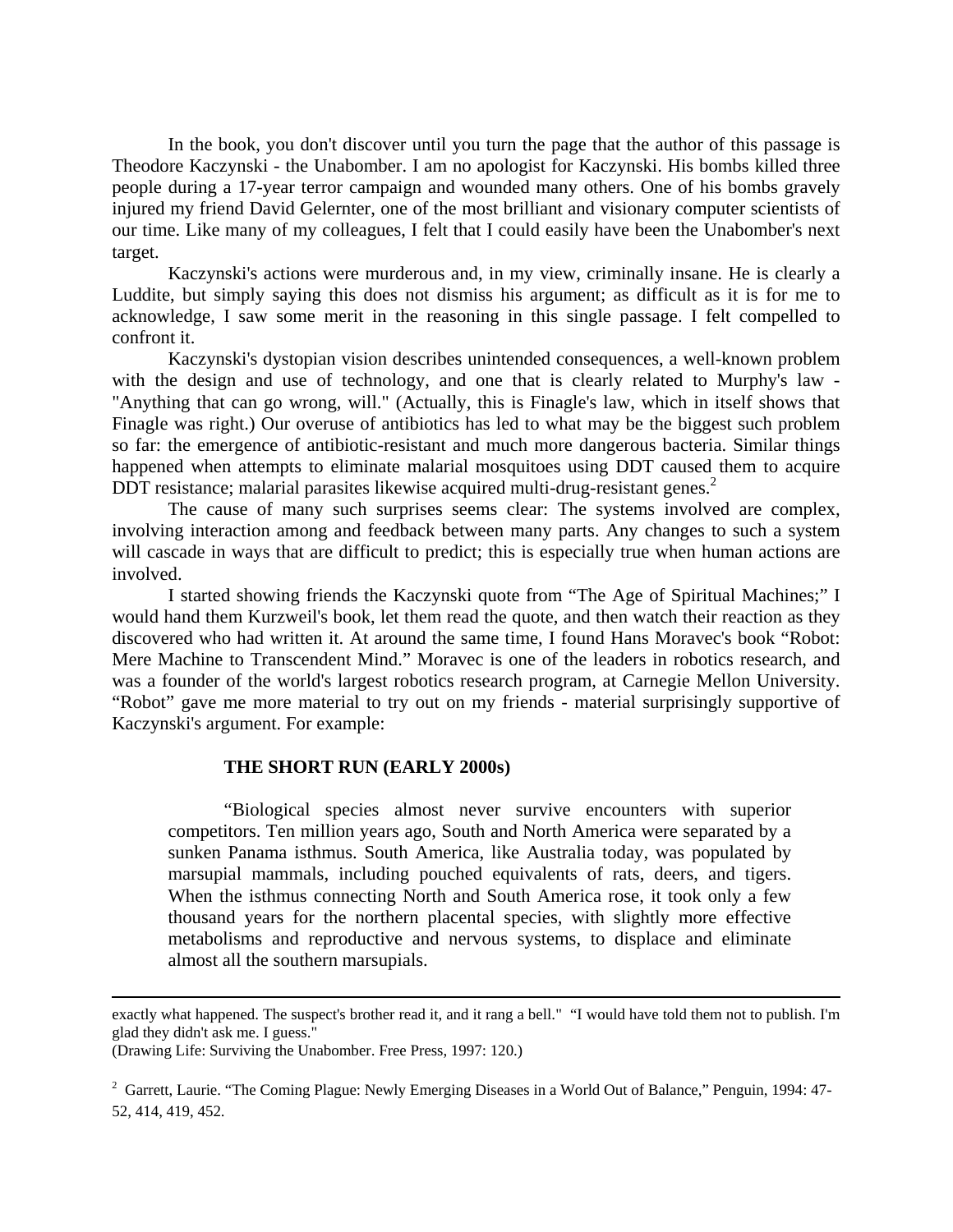In the book, you don't discover until you turn the page that the author of this passage is Theodore Kaczynski - the Unabomber. I am no apologist for Kaczynski. His bombs killed three people during a 17-year terror campaign and wounded many others. One of his bombs gravely injured my friend David Gelernter, one of the most brilliant and visionary computer scientists of our time. Like many of my colleagues, I felt that I could easily have been the Unabomber's next target.

Kaczynski's actions were murderous and, in my view, criminally insane. He is clearly a Luddite, but simply saying this does not dismiss his argument; as difficult as it is for me to acknowledge, I saw some merit in the reasoning in this single passage. I felt compelled to confront it.

Kaczynski's dystopian vision describes unintended consequences, a well-known problem with the design and use of technology, and one that is clearly related to Murphy's law - "Anything that can go wrong, will." (Actually, this is Finagle's law, which in itself shows that Finagle was right.) Our overuse of antibiotics has led to what may be the biggest such problem so far: the emergence of antibiotic-resistant and much more dangerous bacteria. Similar things happened when attempts to eliminate malarial mosquitoes using DDT caused them to acquire DDT resistance; malarial parasites likewise acquired multi-drug-resistant genes.[2]

The cause of many such surprises seems clear: The systems involved are complex, involving interaction among and feedback between many parts. Any changes to such a system will cascade in ways that are difficult to predict; this is especially true when human actions are involved.

I started showing friends the Kaczynski quote from "The Age of Spiritual Machines;" I would hand them Kurzweil's book, let them read the quote, and then watch their reaction as they discovered who had written it. At around the same time, I found Hans Moravec's book "Robot: Mere Machine to Transcendent Mind." Moravec is one of the leaders in robotics research, and was a founder of the world's largest robotics research program, at Carnegie Mellon University. "Robot" gave me more material to try out on my friends - material surprisingly supportive of Kaczynski's argument. For example:

> **THE SHORT RUN (EARLY 2000s)**
>
> "Biological species almost never survive encounters with superior competitors. Ten million years ago, South and North America were separated by a sunken Panama isthmus. South America, like Australia today, was populated by marsupial mammals, including pouched equivalents of rats, deers, and tigers. When the isthmus connecting North and South America rose, it took only a few thousand years for the northern placental species, with slightly more effective metabolisms and reproductive and nervous systems, to displace and eliminate almost all the southern marsupials.

---

exactly what happened. The suspect's brother read it, and it rang a bell." "I would have told them not to publish. I'm glad they didn't ask me. I guess."
(Drawing Life: Surviving the Unabomber. Free Press, 1997: 120.)

[2] Garrett, Laurie. "The Coming Plague: Newly Emerging Diseases in a World Out of Balance," Penguin, 1994: 47-52, 414, 419, 452.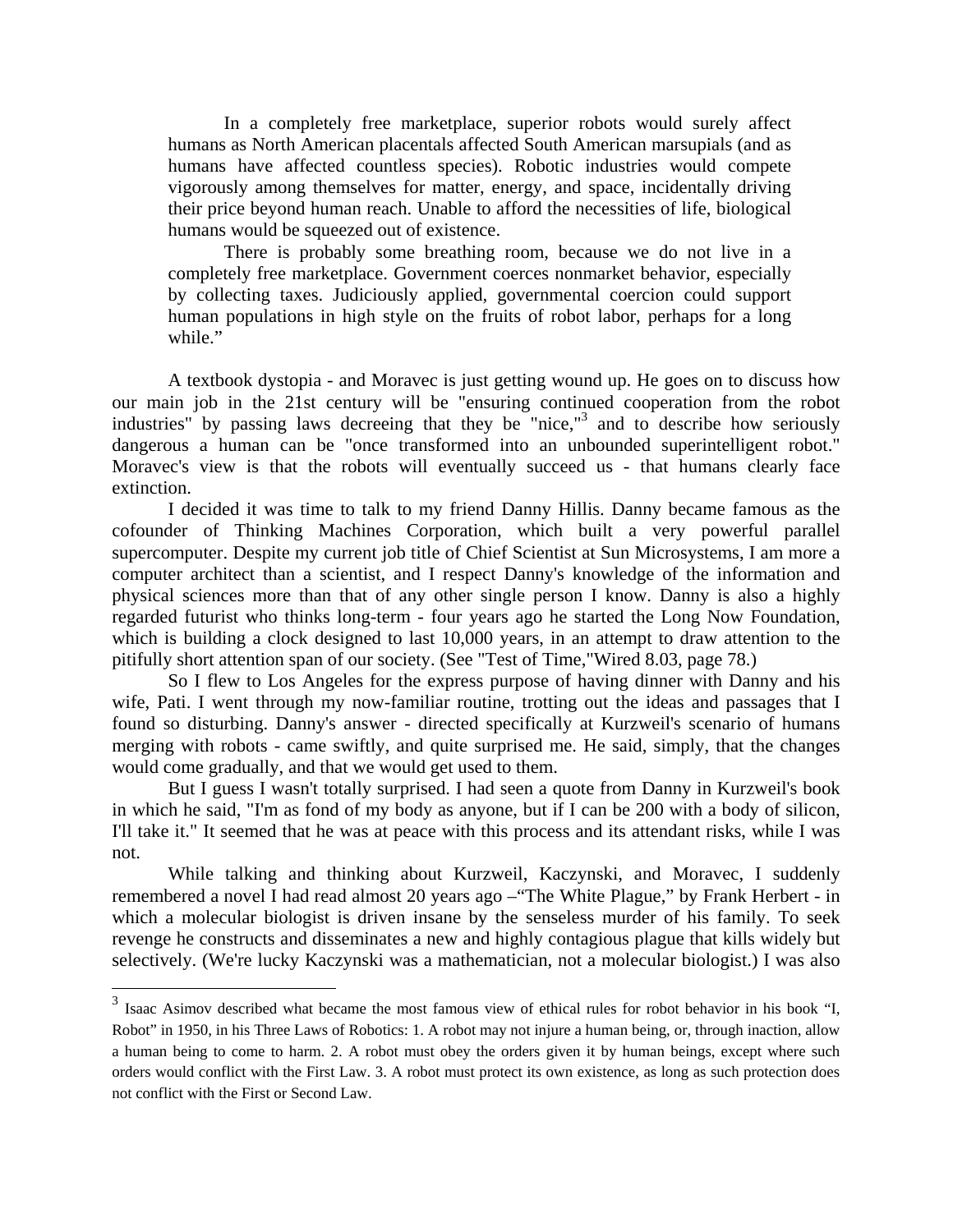> In a completely free marketplace, superior robots would surely affect humans as North American placentals affected South American marsupials (and as humans have affected countless species). Robotic industries would compete vigorously among themselves for matter, energy, and space, incidentally driving their price beyond human reach. Unable to afford the necessities of life, biological humans would be squeezed out of existence.
>
> There is probably some breathing room, because we do not live in a completely free marketplace. Government coerces nonmarket behavior, especially by collecting taxes. Judiciously applied, governmental coercion could support human populations in high style on the fruits of robot labor, perhaps for a long while."

A textbook dystopia - and Moravec is just getting wound up. He goes on to discuss how our main job in the 21st century will be "ensuring continued cooperation from the robot industries" by passing laws decreeing that they be "nice,"[3] and to describe how seriously dangerous a human can be "once transformed into an unbounded superintelligent robot." Moravec's view is that the robots will eventually succeed us - that humans clearly face extinction.

I decided it was time to talk to my friend Danny Hillis. Danny became famous as the cofounder of Thinking Machines Corporation, which built a very powerful parallel supercomputer. Despite my current job title of Chief Scientist at Sun Microsystems, I am more a computer architect than a scientist, and I respect Danny's knowledge of the information and physical sciences more than that of any other single person I know. Danny is also a highly regarded futurist who thinks long-term - four years ago he started the Long Now Foundation, which is building a clock designed to last 10,000 years, in an attempt to draw attention to the pitifully short attention span of our society. (See "Test of Time,"Wired 8.03, page 78.)

So I flew to Los Angeles for the express purpose of having dinner with Danny and his wife, Pati. I went through my now-familiar routine, trotting out the ideas and passages that I found so disturbing. Danny's answer - directed specifically at Kurzweil's scenario of humans merging with robots - came swiftly, and quite surprised me. He said, simply, that the changes would come gradually, and that we would get used to them.

But I guess I wasn't totally surprised. I had seen a quote from Danny in Kurzweil's book in which he said, "I'm as fond of my body as anyone, but if I can be 200 with a body of silicon, I'll take it." It seemed that he was at peace with this process and its attendant risks, while I was not.

While talking and thinking about Kurzweil, Kaczynski, and Moravec, I suddenly remembered a novel I had read almost 20 years ago –"The White Plague," by Frank Herbert - in which a molecular biologist is driven insane by the senseless murder of his family. To seek revenge he constructs and disseminates a new and highly contagious plague that kills widely but selectively. (We're lucky Kaczynski was a mathematician, not a molecular biologist.) I was also

---

[3] Isaac Asimov described what became the most famous view of ethical rules for robot behavior in his book "I, Robot" in 1950, in his Three Laws of Robotics: 1. A robot may not injure a human being, or, through inaction, allow a human being to come to harm. 2. A robot must obey the orders given it by human beings, except where such orders would conflict with the First Law. 3. A robot must protect its own existence, as long as such protection does not conflict with the First or Second Law.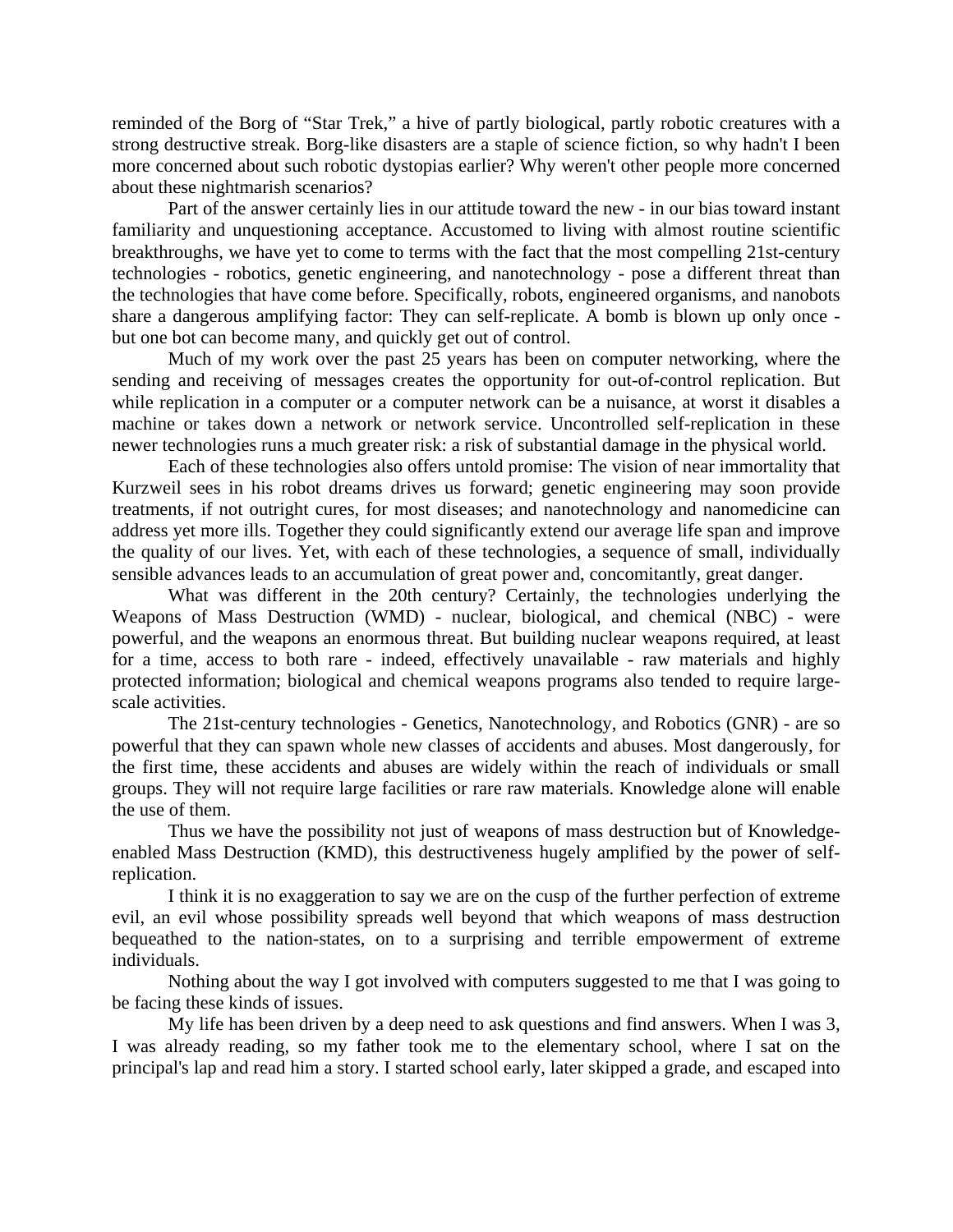reminded of the Borg of "Star Trek," a hive of partly biological, partly robotic creatures with a strong destructive streak. Borg-like disasters are a staple of science fiction, so why hadn't I been more concerned about such robotic dystopias earlier? Why weren't other people more concerned about these nightmarish scenarios?

Part of the answer certainly lies in our attitude toward the new - in our bias toward instant familiarity and unquestioning acceptance. Accustomed to living with almost routine scientific breakthroughs, we have yet to come to terms with the fact that the most compelling 21st-century technologies - robotics, genetic engineering, and nanotechnology - pose a different threat than the technologies that have come before. Specifically, robots, engineered organisms, and nanobots share a dangerous amplifying factor: They can self-replicate. A bomb is blown up only once - but one bot can become many, and quickly get out of control.

Much of my work over the past 25 years has been on computer networking, where the sending and receiving of messages creates the opportunity for out-of-control replication. But while replication in a computer or a computer network can be a nuisance, at worst it disables a machine or takes down a network or network service. Uncontrolled self-replication in these newer technologies runs a much greater risk: a risk of substantial damage in the physical world.

Each of these technologies also offers untold promise: The vision of near immortality that Kurzweil sees in his robot dreams drives us forward; genetic engineering may soon provide treatments, if not outright cures, for most diseases; and nanotechnology and nanomedicine can address yet more ills. Together they could significantly extend our average life span and improve the quality of our lives. Yet, with each of these technologies, a sequence of small, individually sensible advances leads to an accumulation of great power and, concomitantly, great danger.

What was different in the 20th century? Certainly, the technologies underlying the Weapons of Mass Destruction (WMD) - nuclear, biological, and chemical (NBC) - were powerful, and the weapons an enormous threat. But building nuclear weapons required, at least for a time, access to both rare - indeed, effectively unavailable - raw materials and highly protected information; biological and chemical weapons programs also tended to require large-scale activities.

The 21st-century technologies - Genetics, Nanotechnology, and Robotics (GNR) - are so powerful that they can spawn whole new classes of accidents and abuses. Most dangerously, for the first time, these accidents and abuses are widely within the reach of individuals or small groups. They will not require large facilities or rare raw materials. Knowledge alone will enable the use of them.

Thus we have the possibility not just of weapons of mass destruction but of Knowledge-enabled Mass Destruction (KMD), this destructiveness hugely amplified by the power of self-replication.

I think it is no exaggeration to say we are on the cusp of the further perfection of extreme evil, an evil whose possibility spreads well beyond that which weapons of mass destruction bequeathed to the nation-states, on to a surprising and terrible empowerment of extreme individuals.

Nothing about the way I got involved with computers suggested to me that I was going to be facing these kinds of issues.

My life has been driven by a deep need to ask questions and find answers. When I was 3, I was already reading, so my father took me to the elementary school, where I sat on the principal's lap and read him a story. I started school early, later skipped a grade, and escaped into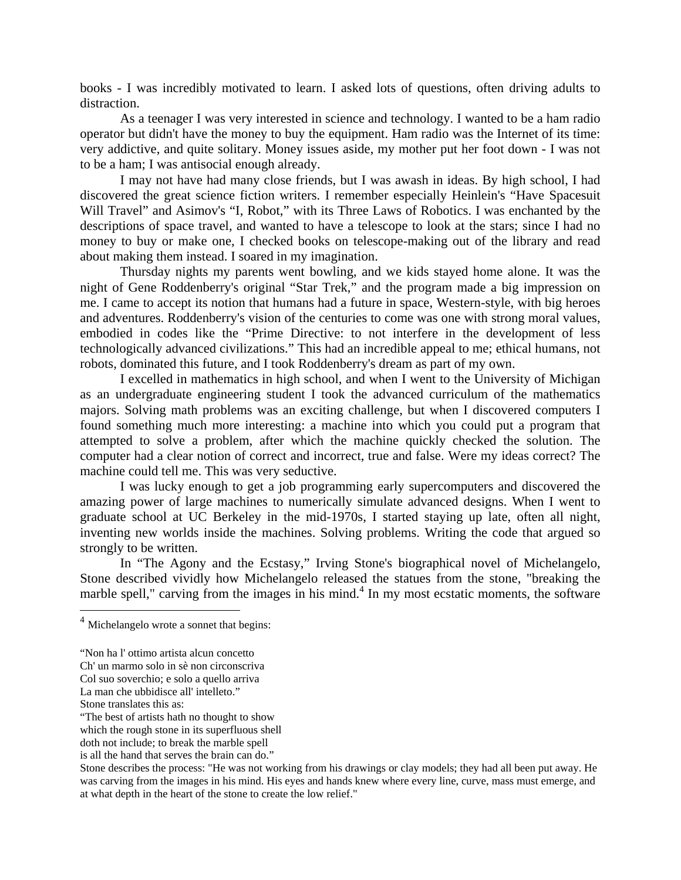books - I was incredibly motivated to learn. I asked lots of questions, often driving adults to distraction.

As a teenager I was very interested in science and technology. I wanted to be a ham radio operator but didn't have the money to buy the equipment. Ham radio was the Internet of its time: very addictive, and quite solitary. Money issues aside, my mother put her foot down - I was not to be a ham; I was antisocial enough already.

I may not have had many close friends, but I was awash in ideas. By high school, I had discovered the great science fiction writers. I remember especially Heinlein's “Have Spacesuit Will Travel” and Asimov's “I, Robot,” with its Three Laws of Robotics. I was enchanted by the descriptions of space travel, and wanted to have a telescope to look at the stars; since I had no money to buy or make one, I checked books on telescope-making out of the library and read about making them instead. I soared in my imagination.

Thursday nights my parents went bowling, and we kids stayed home alone. It was the night of Gene Roddenberry's original “Star Trek,” and the program made a big impression on me. I came to accept its notion that humans had a future in space, Western-style, with big heroes and adventures. Roddenberry's vision of the centuries to come was one with strong moral values, embodied in codes like the “Prime Directive: to not interfere in the development of less technologically advanced civilizations.” This had an incredible appeal to me; ethical humans, not robots, dominated this future, and I took Roddenberry's dream as part of my own.

I excelled in mathematics in high school, and when I went to the University of Michigan as an undergraduate engineering student I took the advanced curriculum of the mathematics majors. Solving math problems was an exciting challenge, but when I discovered computers I found something much more interesting: a machine into which you could put a program that attempted to solve a problem, after which the machine quickly checked the solution. The computer had a clear notion of correct and incorrect, true and false. Were my ideas correct? The machine could tell me. This was very seductive.

I was lucky enough to get a job programming early supercomputers and discovered the amazing power of large machines to numerically simulate advanced designs. When I went to graduate school at UC Berkeley in the mid-1970s, I started staying up late, often all night, inventing new worlds inside the machines. Solving problems. Writing the code that argued so strongly to be written.

In “The Agony and the Ecstasy,” Irving Stone's biographical novel of Michelangelo, Stone described vividly how Michelangelo released the statues from the stone, "breaking the marble spell," carving from the images in his mind.[4] In my most ecstatic moments, the software

---

[4] Michelangelo wrote a sonnet that begins:

“Non ha l' ottimo artista alcun concetto
Ch' un marmo solo in sè non circonscriva
Col suo soverchio; e solo a quello arriva
La man che ubbidisce all' intelleto.”
Stone translates this as:
“The best of artists hath no thought to show
which the rough stone in its superfluous shell
doth not include; to break the marble spell
is all the hand that serves the brain can do.”
Stone describes the process: "He was not working from his drawings or clay models; they had all been put away. He was carving from the images in his mind. His eyes and hands knew where every line, curve, mass must emerge, and at what depth in the heart of the stone to create the low relief."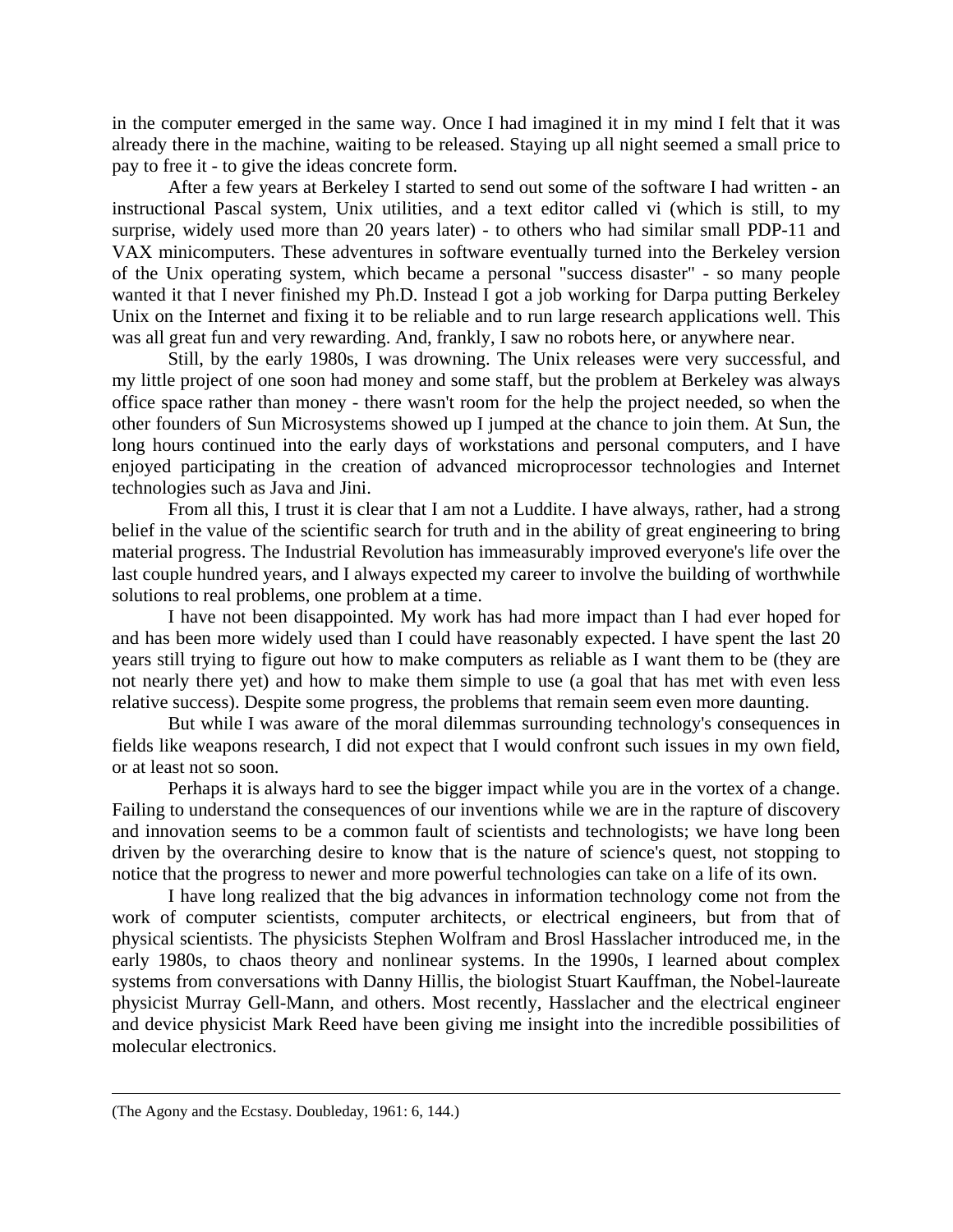in the computer emerged in the same way. Once I had imagined it in my mind I felt that it was already there in the machine, waiting to be released. Staying up all night seemed a small price to pay to free it - to give the ideas concrete form.

After a few years at Berkeley I started to send out some of the software I had written - an instructional Pascal system, Unix utilities, and a text editor called vi (which is still, to my surprise, widely used more than 20 years later) - to others who had similar small PDP-11 and VAX minicomputers. These adventures in software eventually turned into the Berkeley version of the Unix operating system, which became a personal "success disaster" - so many people wanted it that I never finished my Ph.D. Instead I got a job working for Darpa putting Berkeley Unix on the Internet and fixing it to be reliable and to run large research applications well. This was all great fun and very rewarding. And, frankly, I saw no robots here, or anywhere near.

Still, by the early 1980s, I was drowning. The Unix releases were very successful, and my little project of one soon had money and some staff, but the problem at Berkeley was always office space rather than money - there wasn't room for the help the project needed, so when the other founders of Sun Microsystems showed up I jumped at the chance to join them. At Sun, the long hours continued into the early days of workstations and personal computers, and I have enjoyed participating in the creation of advanced microprocessor technologies and Internet technologies such as Java and Jini.

From all this, I trust it is clear that I am not a Luddite. I have always, rather, had a strong belief in the value of the scientific search for truth and in the ability of great engineering to bring material progress. The Industrial Revolution has immeasurably improved everyone's life over the last couple hundred years, and I always expected my career to involve the building of worthwhile solutions to real problems, one problem at a time.

I have not been disappointed. My work has had more impact than I had ever hoped for and has been more widely used than I could have reasonably expected. I have spent the last 20 years still trying to figure out how to make computers as reliable as I want them to be (they are not nearly there yet) and how to make them simple to use (a goal that has met with even less relative success). Despite some progress, the problems that remain seem even more daunting.

But while I was aware of the moral dilemmas surrounding technology's consequences in fields like weapons research, I did not expect that I would confront such issues in my own field, or at least not so soon.

Perhaps it is always hard to see the bigger impact while you are in the vortex of a change. Failing to understand the consequences of our inventions while we are in the rapture of discovery and innovation seems to be a common fault of scientists and technologists; we have long been driven by the overarching desire to know that is the nature of science's quest, not stopping to notice that the progress to newer and more powerful technologies can take on a life of its own.

I have long realized that the big advances in information technology come not from the work of computer scientists, computer architects, or electrical engineers, but from that of physical scientists. The physicists Stephen Wolfram and Brosl Hasslacher introduced me, in the early 1980s, to chaos theory and nonlinear systems. In the 1990s, I learned about complex systems from conversations with Danny Hillis, the biologist Stuart Kauffman, the Nobel-laureate physicist Murray Gell-Mann, and others. Most recently, Hasslacher and the electrical engineer and device physicist Mark Reed have been giving me insight into the incredible possibilities of molecular electronics.

---

(The Agony and the Ecstasy. Doubleday, 1961: 6, 144.)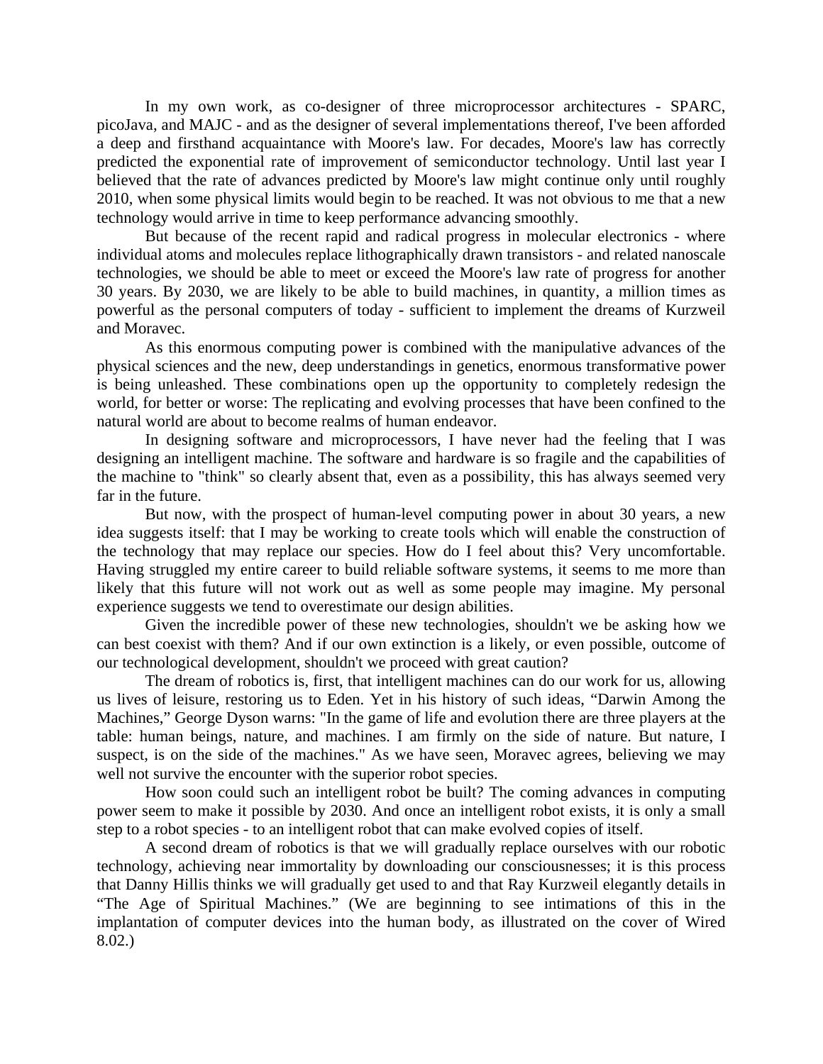In my own work, as co-designer of three microprocessor architectures - SPARC, picoJava, and MAJC - and as the designer of several implementations thereof, I've been afforded a deep and firsthand acquaintance with Moore's law. For decades, Moore's law has correctly predicted the exponential rate of improvement of semiconductor technology. Until last year I believed that the rate of advances predicted by Moore's law might continue only until roughly 2010, when some physical limits would begin to be reached. It was not obvious to me that a new technology would arrive in time to keep performance advancing smoothly.

But because of the recent rapid and radical progress in molecular electronics - where individual atoms and molecules replace lithographically drawn transistors - and related nanoscale technologies, we should be able to meet or exceed the Moore's law rate of progress for another 30 years. By 2030, we are likely to be able to build machines, in quantity, a million times as powerful as the personal computers of today - sufficient to implement the dreams of Kurzweil and Moravec.

As this enormous computing power is combined with the manipulative advances of the physical sciences and the new, deep understandings in genetics, enormous transformative power is being unleashed. These combinations open up the opportunity to completely redesign the world, for better or worse: The replicating and evolving processes that have been confined to the natural world are about to become realms of human endeavor.

In designing software and microprocessors, I have never had the feeling that I was designing an intelligent machine. The software and hardware is so fragile and the capabilities of the machine to "think" so clearly absent that, even as a possibility, this has always seemed very far in the future.

But now, with the prospect of human-level computing power in about 30 years, a new idea suggests itself: that I may be working to create tools which will enable the construction of the technology that may replace our species. How do I feel about this? Very uncomfortable. Having struggled my entire career to build reliable software systems, it seems to me more than likely that this future will not work out as well as some people may imagine. My personal experience suggests we tend to overestimate our design abilities.

Given the incredible power of these new technologies, shouldn't we be asking how we can best coexist with them? And if our own extinction is a likely, or even possible, outcome of our technological development, shouldn't we proceed with great caution?

The dream of robotics is, first, that intelligent machines can do our work for us, allowing us lives of leisure, restoring us to Eden. Yet in his history of such ideas, "Darwin Among the Machines," George Dyson warns: "In the game of life and evolution there are three players at the table: human beings, nature, and machines. I am firmly on the side of nature. But nature, I suspect, is on the side of the machines." As we have seen, Moravec agrees, believing we may well not survive the encounter with the superior robot species.

How soon could such an intelligent robot be built? The coming advances in computing power seem to make it possible by 2030. And once an intelligent robot exists, it is only a small step to a robot species - to an intelligent robot that can make evolved copies of itself.

A second dream of robotics is that we will gradually replace ourselves with our robotic technology, achieving near immortality by downloading our consciousnesses; it is this process that Danny Hillis thinks we will gradually get used to and that Ray Kurzweil elegantly details in "The Age of Spiritual Machines." (We are beginning to see intimations of this in the implantation of computer devices into the human body, as illustrated on the cover of Wired 8.02.)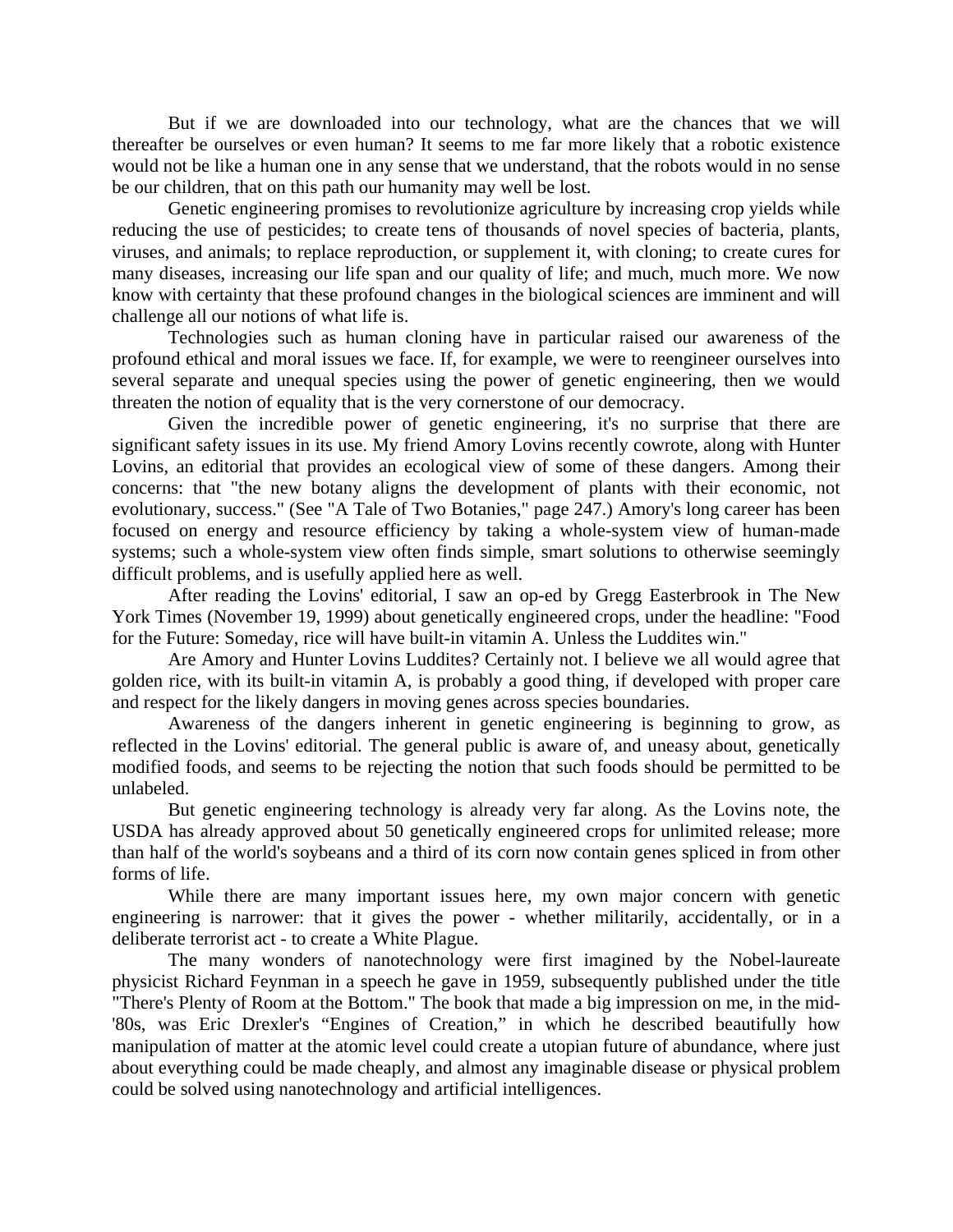But if we are downloaded into our technology, what are the chances that we will thereafter be ourselves or even human? It seems to me far more likely that a robotic existence would not be like a human one in any sense that we understand, that the robots would in no sense be our children, that on this path our humanity may well be lost.

Genetic engineering promises to revolutionize agriculture by increasing crop yields while reducing the use of pesticides; to create tens of thousands of novel species of bacteria, plants, viruses, and animals; to replace reproduction, or supplement it, with cloning; to create cures for many diseases, increasing our life span and our quality of life; and much, much more. We now know with certainty that these profound changes in the biological sciences are imminent and will challenge all our notions of what life is.

Technologies such as human cloning have in particular raised our awareness of the profound ethical and moral issues we face. If, for example, we were to reengineer ourselves into several separate and unequal species using the power of genetic engineering, then we would threaten the notion of equality that is the very cornerstone of our democracy.

Given the incredible power of genetic engineering, it's no surprise that there are significant safety issues in its use. My friend Amory Lovins recently cowrote, along with Hunter Lovins, an editorial that provides an ecological view of some of these dangers. Among their concerns: that "the new botany aligns the development of plants with their economic, not evolutionary, success." (See "A Tale of Two Botanies," page 247.) Amory's long career has been focused on energy and resource efficiency by taking a whole-system view of human-made systems; such a whole-system view often finds simple, smart solutions to otherwise seemingly difficult problems, and is usefully applied here as well.

After reading the Lovins' editorial, I saw an op-ed by Gregg Easterbrook in The New York Times (November 19, 1999) about genetically engineered crops, under the headline: "Food for the Future: Someday, rice will have built-in vitamin A. Unless the Luddites win."

Are Amory and Hunter Lovins Luddites? Certainly not. I believe we all would agree that golden rice, with its built-in vitamin A, is probably a good thing, if developed with proper care and respect for the likely dangers in moving genes across species boundaries.

Awareness of the dangers inherent in genetic engineering is beginning to grow, as reflected in the Lovins' editorial. The general public is aware of, and uneasy about, genetically modified foods, and seems to be rejecting the notion that such foods should be permitted to be unlabeled.

But genetic engineering technology is already very far along. As the Lovins note, the USDA has already approved about 50 genetically engineered crops for unlimited release; more than half of the world's soybeans and a third of its corn now contain genes spliced in from other forms of life.

While there are many important issues here, my own major concern with genetic engineering is narrower: that it gives the power - whether militarily, accidentally, or in a deliberate terrorist act - to create a White Plague.

The many wonders of nanotechnology were first imagined by the Nobel-laureate physicist Richard Feynman in a speech he gave in 1959, subsequently published under the title "There's Plenty of Room at the Bottom." The book that made a big impression on me, in the mid-'80s, was Eric Drexler's "Engines of Creation," in which he described beautifully how manipulation of matter at the atomic level could create a utopian future of abundance, where just about everything could be made cheaply, and almost any imaginable disease or physical problem could be solved using nanotechnology and artificial intelligences.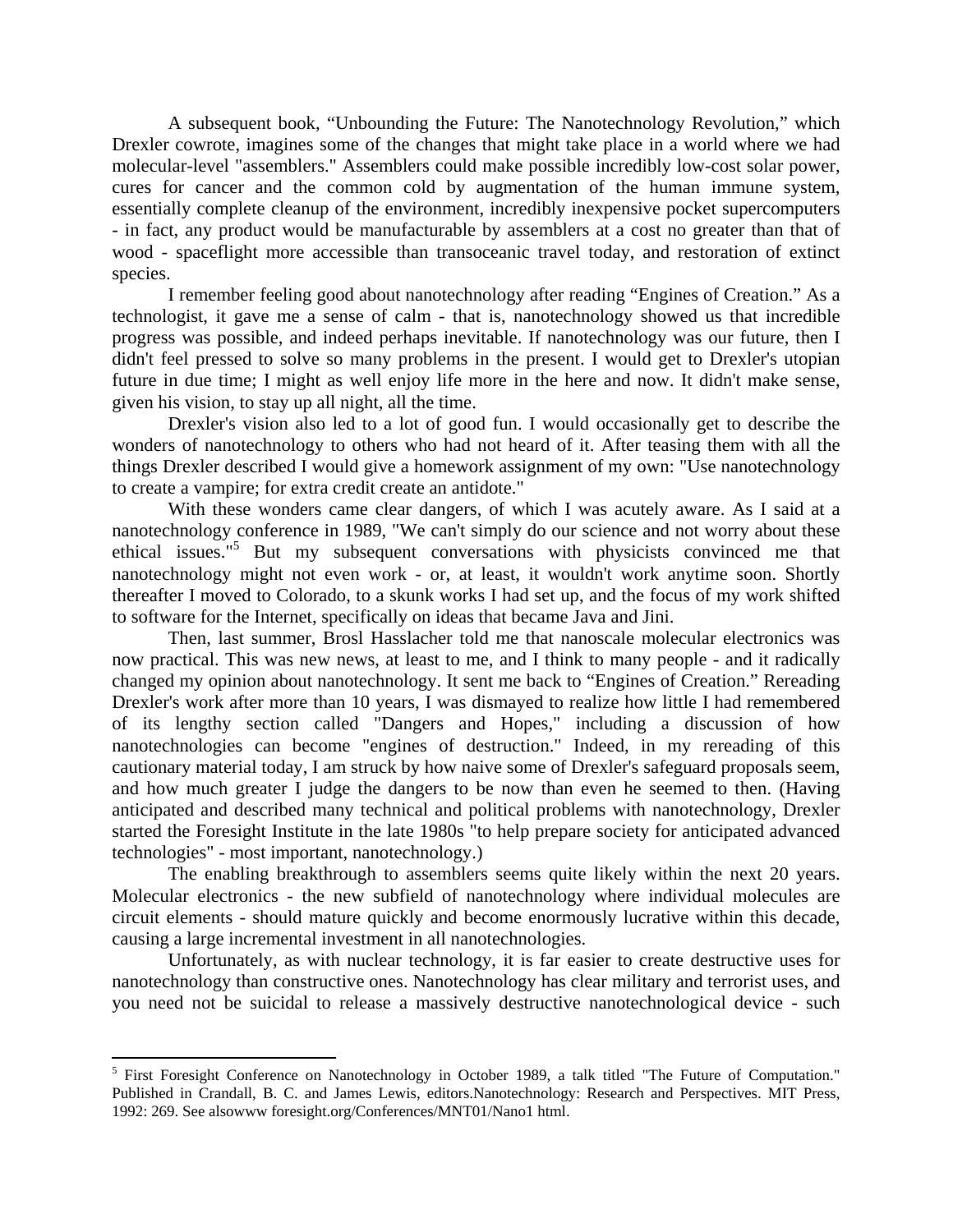A subsequent book, “Unbounding the Future: The Nanotechnology Revolution,” which Drexler cowrote, imagines some of the changes that might take place in a world where we had molecular-level "assemblers." Assemblers could make possible incredibly low-cost solar power, cures for cancer and the common cold by augmentation of the human immune system, essentially complete cleanup of the environment, incredibly inexpensive pocket supercomputers - in fact, any product would be manufacturable by assemblers at a cost no greater than that of wood - spaceflight more accessible than transoceanic travel today, and restoration of extinct species.

I remember feeling good about nanotechnology after reading “Engines of Creation.” As a technologist, it gave me a sense of calm - that is, nanotechnology showed us that incredible progress was possible, and indeed perhaps inevitable. If nanotechnology was our future, then I didn't feel pressed to solve so many problems in the present. I would get to Drexler's utopian future in due time; I might as well enjoy life more in the here and now. It didn't make sense, given his vision, to stay up all night, all the time.

Drexler's vision also led to a lot of good fun. I would occasionally get to describe the wonders of nanotechnology to others who had not heard of it. After teasing them with all the things Drexler described I would give a homework assignment of my own: "Use nanotechnology to create a vampire; for extra credit create an antidote."

With these wonders came clear dangers, of which I was acutely aware. As I said at a nanotechnology conference in 1989, "We can't simply do our science and not worry about these ethical issues."[5] But my subsequent conversations with physicists convinced me that nanotechnology might not even work - or, at least, it wouldn't work anytime soon. Shortly thereafter I moved to Colorado, to a skunk works I had set up, and the focus of my work shifted to software for the Internet, specifically on ideas that became Java and Jini.

Then, last summer, Brosl Hasslacher told me that nanoscale molecular electronics was now practical. This was new news, at least to me, and I think to many people - and it radically changed my opinion about nanotechnology. It sent me back to “Engines of Creation.” Rereading Drexler's work after more than 10 years, I was dismayed to realize how little I had remembered of its lengthy section called "Dangers and Hopes," including a discussion of how nanotechnologies can become "engines of destruction." Indeed, in my rereading of this cautionary material today, I am struck by how naive some of Drexler's safeguard proposals seem, and how much greater I judge the dangers to be now than even he seemed to then. (Having anticipated and described many technical and political problems with nanotechnology, Drexler started the Foresight Institute in the late 1980s "to help prepare society for anticipated advanced technologies" - most important, nanotechnology.)

The enabling breakthrough to assemblers seems quite likely within the next 20 years. Molecular electronics - the new subfield of nanotechnology where individual molecules are circuit elements - should mature quickly and become enormously lucrative within this decade, causing a large incremental investment in all nanotechnologies.

Unfortunately, as with nuclear technology, it is far easier to create destructive uses for nanotechnology than constructive ones. Nanotechnology has clear military and terrorist uses, and you need not be suicidal to release a massively destructive nanotechnological device - such

---

[5] First Foresight Conference on Nanotechnology in October 1989, a talk titled "The Future of Computation." Published in Crandall, B. C. and James Lewis, editors.Nanotechnology: Research and Perspectives. MIT Press, 1992: 269. See alsowww foresight.org/Conferences/MNT01/Nano1 html.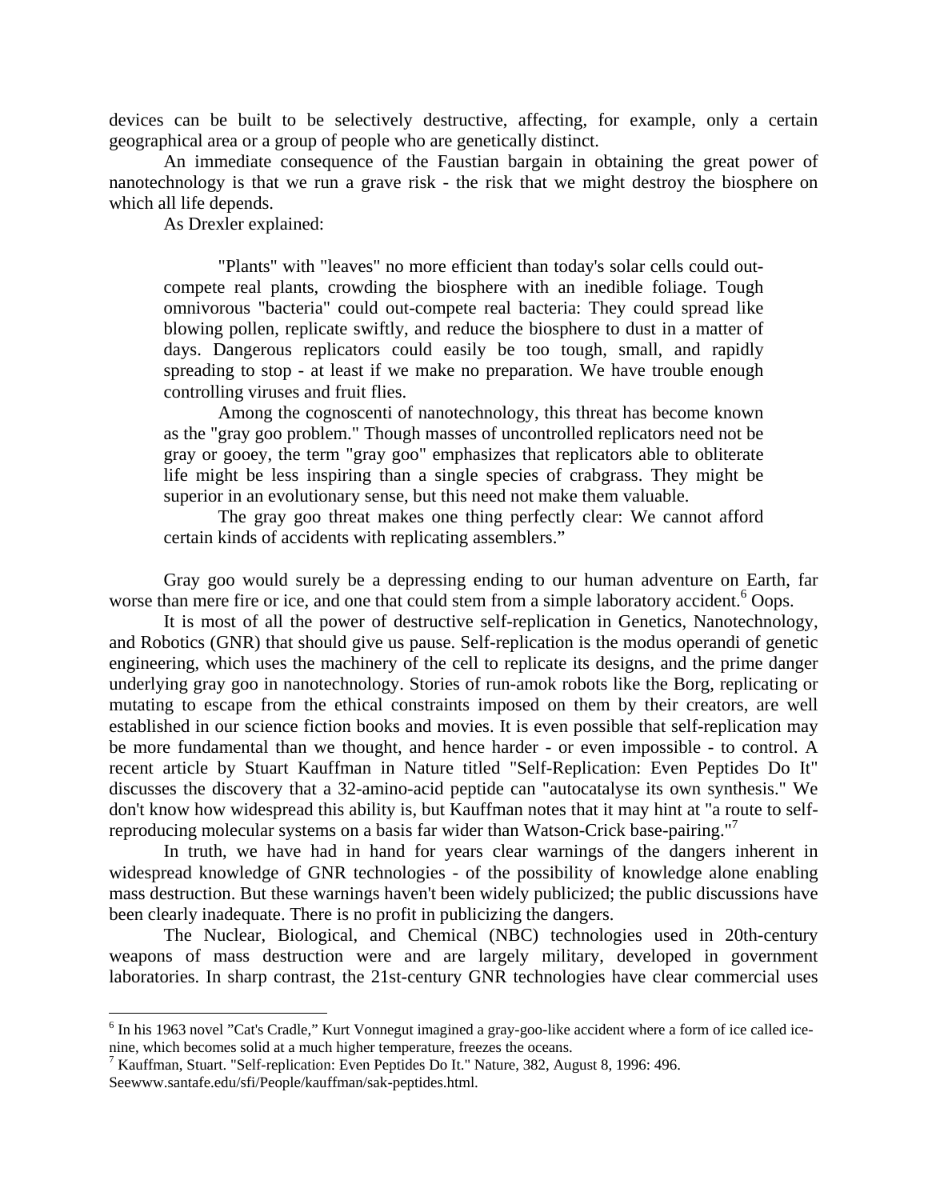devices can be built to be selectively destructive, affecting, for example, only a certain geographical area or a group of people who are genetically distinct.

An immediate consequence of the Faustian bargain in obtaining the great power of nanotechnology is that we run a grave risk - the risk that we might destroy the biosphere on which all life depends.

As Drexler explained:

> "Plants" with "leaves" no more efficient than today's solar cells could out-compete real plants, crowding the biosphere with an inedible foliage. Tough omnivorous "bacteria" could out-compete real bacteria: They could spread like blowing pollen, replicate swiftly, and reduce the biosphere to dust in a matter of days. Dangerous replicators could easily be too tough, small, and rapidly spreading to stop - at least if we make no preparation. We have trouble enough controlling viruses and fruit flies.
>
> Among the cognoscenti of nanotechnology, this threat has become known as the "gray goo problem." Though masses of uncontrolled replicators need not be gray or gooey, the term "gray goo" emphasizes that replicators able to obliterate life might be less inspiring than a single species of crabgrass. They might be superior in an evolutionary sense, but this need not make them valuable.
>
> The gray goo threat makes one thing perfectly clear: We cannot afford certain kinds of accidents with replicating assemblers."

Gray goo would surely be a depressing ending to our human adventure on Earth, far worse than mere fire or ice, and one that could stem from a simple laboratory accident.[6] Oops.

It is most of all the power of destructive self-replication in Genetics, Nanotechnology, and Robotics (GNR) that should give us pause. Self-replication is the modus operandi of genetic engineering, which uses the machinery of the cell to replicate its designs, and the prime danger underlying gray goo in nanotechnology. Stories of run-amok robots like the Borg, replicating or mutating to escape from the ethical constraints imposed on them by their creators, are well established in our science fiction books and movies. It is even possible that self-replication may be more fundamental than we thought, and hence harder - or even impossible - to control. A recent article by Stuart Kauffman in Nature titled "Self-Replication: Even Peptides Do It" discusses the discovery that a 32-amino-acid peptide can "autocatalyse its own synthesis." We don't know how widespread this ability is, but Kauffman notes that it may hint at "a route to self-reproducing molecular systems on a basis far wider than Watson-Crick base-pairing."[7]

In truth, we have had in hand for years clear warnings of the dangers inherent in widespread knowledge of GNR technologies - of the possibility of knowledge alone enabling mass destruction. But these warnings haven't been widely publicized; the public discussions have been clearly inadequate. There is no profit in publicizing the dangers.

The Nuclear, Biological, and Chemical (NBC) technologies used in 20th-century weapons of mass destruction were and are largely military, developed in government laboratories. In sharp contrast, the 21st-century GNR technologies have clear commercial uses

---

[6] In his 1963 novel "Cat's Cradle," Kurt Vonnegut imagined a gray-goo-like accident where a form of ice called ice-nine, which becomes solid at a much higher temperature, freezes the oceans.

[7] Kauffman, Stuart. "Self-replication: Even Peptides Do It." Nature, 382, August 8, 1996: 496. Seewww.santafe.edu/sfi/People/kauffman/sak-peptides.html.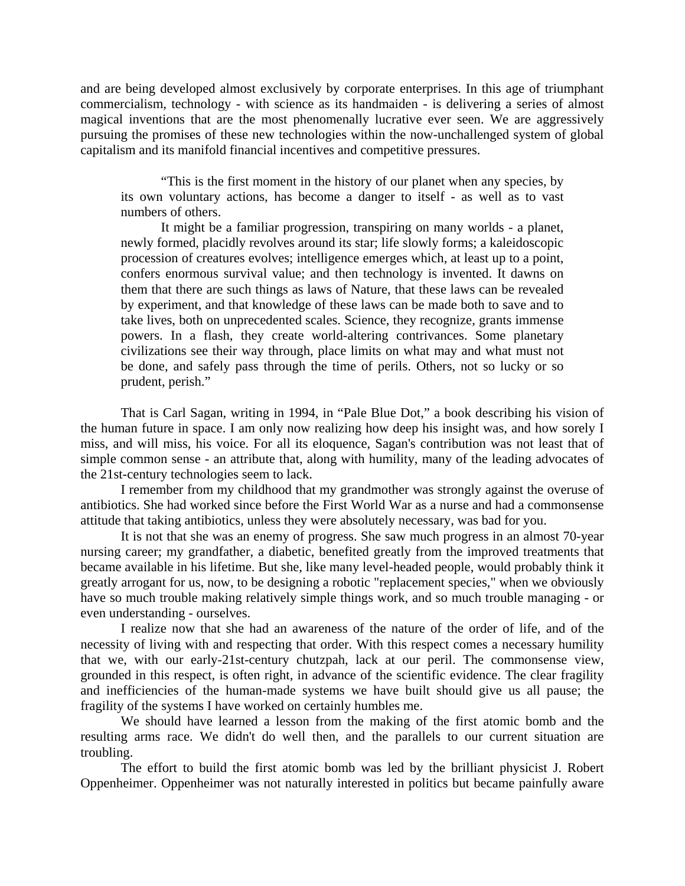and are being developed almost exclusively by corporate enterprises. In this age of triumphant commercialism, technology - with science as its handmaiden - is delivering a series of almost magical inventions that are the most phenomenally lucrative ever seen. We are aggressively pursuing the promises of these new technologies within the now-unchallenged system of global capitalism and its manifold financial incentives and competitive pressures.

> "This is the first moment in the history of our planet when any species, by its own voluntary actions, has become a danger to itself - as well as to vast numbers of others.
>
> It might be a familiar progression, transpiring on many worlds - a planet, newly formed, placidly revolves around its star; life slowly forms; a kaleidoscopic procession of creatures evolves; intelligence emerges which, at least up to a point, confers enormous survival value; and then technology is invented. It dawns on them that there are such things as laws of Nature, that these laws can be revealed by experiment, and that knowledge of these laws can be made both to save and to take lives, both on unprecedented scales. Science, they recognize, grants immense powers. In a flash, they create world-altering contrivances. Some planetary civilizations see their way through, place limits on what may and what must not be done, and safely pass through the time of perils. Others, not so lucky or so prudent, perish."

That is Carl Sagan, writing in 1994, in "Pale Blue Dot," a book describing his vision of the human future in space. I am only now realizing how deep his insight was, and how sorely I miss, and will miss, his voice. For all its eloquence, Sagan's contribution was not least that of simple common sense - an attribute that, along with humility, many of the leading advocates of the 21st-century technologies seem to lack.

I remember from my childhood that my grandmother was strongly against the overuse of antibiotics. She had worked since before the First World War as a nurse and had a commonsense attitude that taking antibiotics, unless they were absolutely necessary, was bad for you.

It is not that she was an enemy of progress. She saw much progress in an almost 70-year nursing career; my grandfather, a diabetic, benefited greatly from the improved treatments that became available in his lifetime. But she, like many level-headed people, would probably think it greatly arrogant for us, now, to be designing a robotic "replacement species," when we obviously have so much trouble making relatively simple things work, and so much trouble managing - or even understanding - ourselves.

I realize now that she had an awareness of the nature of the order of life, and of the necessity of living with and respecting that order. With this respect comes a necessary humility that we, with our early-21st-century chutzpah, lack at our peril. The commonsense view, grounded in this respect, is often right, in advance of the scientific evidence. The clear fragility and inefficiencies of the human-made systems we have built should give us all pause; the fragility of the systems I have worked on certainly humbles me.

We should have learned a lesson from the making of the first atomic bomb and the resulting arms race. We didn't do well then, and the parallels to our current situation are troubling.

The effort to build the first atomic bomb was led by the brilliant physicist J. Robert Oppenheimer. Oppenheimer was not naturally interested in politics but became painfully aware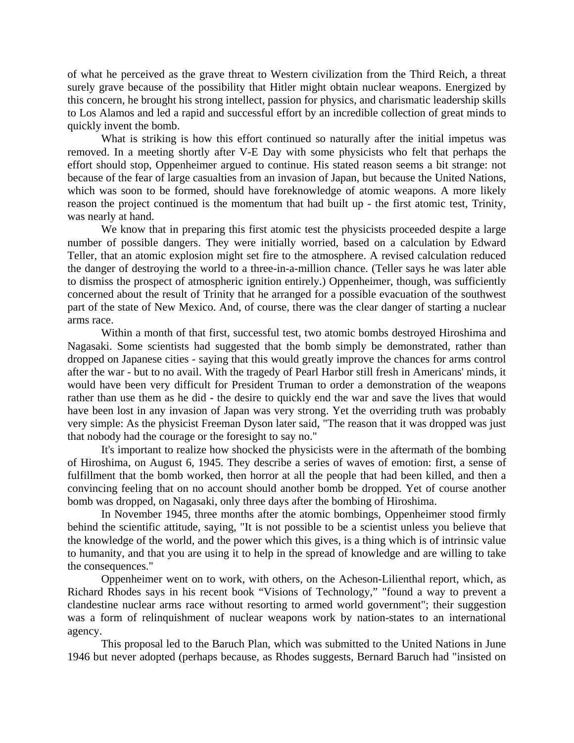of what he perceived as the grave threat to Western civilization from the Third Reich, a threat surely grave because of the possibility that Hitler might obtain nuclear weapons. Energized by this concern, he brought his strong intellect, passion for physics, and charismatic leadership skills to Los Alamos and led a rapid and successful effort by an incredible collection of great minds to quickly invent the bomb.

What is striking is how this effort continued so naturally after the initial impetus was removed. In a meeting shortly after V-E Day with some physicists who felt that perhaps the effort should stop, Oppenheimer argued to continue. His stated reason seems a bit strange: not because of the fear of large casualties from an invasion of Japan, but because the United Nations, which was soon to be formed, should have foreknowledge of atomic weapons. A more likely reason the project continued is the momentum that had built up - the first atomic test, Trinity, was nearly at hand.

We know that in preparing this first atomic test the physicists proceeded despite a large number of possible dangers. They were initially worried, based on a calculation by Edward Teller, that an atomic explosion might set fire to the atmosphere. A revised calculation reduced the danger of destroying the world to a three-in-a-million chance. (Teller says he was later able to dismiss the prospect of atmospheric ignition entirely.) Oppenheimer, though, was sufficiently concerned about the result of Trinity that he arranged for a possible evacuation of the southwest part of the state of New Mexico. And, of course, there was the clear danger of starting a nuclear arms race.

Within a month of that first, successful test, two atomic bombs destroyed Hiroshima and Nagasaki. Some scientists had suggested that the bomb simply be demonstrated, rather than dropped on Japanese cities - saying that this would greatly improve the chances for arms control after the war - but to no avail. With the tragedy of Pearl Harbor still fresh in Americans' minds, it would have been very difficult for President Truman to order a demonstration of the weapons rather than use them as he did - the desire to quickly end the war and save the lives that would have been lost in any invasion of Japan was very strong. Yet the overriding truth was probably very simple: As the physicist Freeman Dyson later said, "The reason that it was dropped was just that nobody had the courage or the foresight to say no."

It's important to realize how shocked the physicists were in the aftermath of the bombing of Hiroshima, on August 6, 1945. They describe a series of waves of emotion: first, a sense of fulfillment that the bomb worked, then horror at all the people that had been killed, and then a convincing feeling that on no account should another bomb be dropped. Yet of course another bomb was dropped, on Nagasaki, only three days after the bombing of Hiroshima.

In November 1945, three months after the atomic bombings, Oppenheimer stood firmly behind the scientific attitude, saying, "It is not possible to be a scientist unless you believe that the knowledge of the world, and the power which this gives, is a thing which is of intrinsic value to humanity, and that you are using it to help in the spread of knowledge and are willing to take the consequences."

Oppenheimer went on to work, with others, on the Acheson-Lilienthal report, which, as Richard Rhodes says in his recent book "Visions of Technology," "found a way to prevent a clandestine nuclear arms race without resorting to armed world government"; their suggestion was a form of relinquishment of nuclear weapons work by nation-states to an international agency.

This proposal led to the Baruch Plan, which was submitted to the United Nations in June 1946 but never adopted (perhaps because, as Rhodes suggests, Bernard Baruch had "insisted on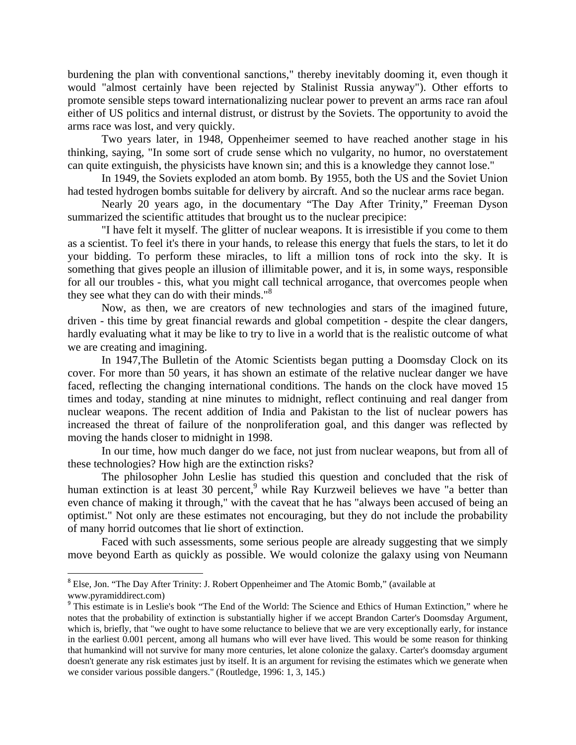burdening the plan with conventional sanctions," thereby inevitably dooming it, even though it would "almost certainly have been rejected by Stalinist Russia anyway"). Other efforts to promote sensible steps toward internationalizing nuclear power to prevent an arms race ran afoul either of US politics and internal distrust, or distrust by the Soviets. The opportunity to avoid the arms race was lost, and very quickly.

Two years later, in 1948, Oppenheimer seemed to have reached another stage in his thinking, saying, "In some sort of crude sense which no vulgarity, no humor, no overstatement can quite extinguish, the physicists have known sin; and this is a knowledge they cannot lose."

In 1949, the Soviets exploded an atom bomb. By 1955, both the US and the Soviet Union had tested hydrogen bombs suitable for delivery by aircraft. And so the nuclear arms race began.

Nearly 20 years ago, in the documentary "The Day After Trinity," Freeman Dyson summarized the scientific attitudes that brought us to the nuclear precipice:

"I have felt it myself. The glitter of nuclear weapons. It is irresistible if you come to them as a scientist. To feel it's there in your hands, to release this energy that fuels the stars, to let it do your bidding. To perform these miracles, to lift a million tons of rock into the sky. It is something that gives people an illusion of illimitable power, and it is, in some ways, responsible for all our troubles - this, what you might call technical arrogance, that overcomes people when they see what they can do with their minds."[8]

Now, as then, we are creators of new technologies and stars of the imagined future, driven - this time by great financial rewards and global competition - despite the clear dangers, hardly evaluating what it may be like to try to live in a world that is the realistic outcome of what we are creating and imagining.

In 1947,The Bulletin of the Atomic Scientists began putting a Doomsday Clock on its cover. For more than 50 years, it has shown an estimate of the relative nuclear danger we have faced, reflecting the changing international conditions. The hands on the clock have moved 15 times and today, standing at nine minutes to midnight, reflect continuing and real danger from nuclear weapons. The recent addition of India and Pakistan to the list of nuclear powers has increased the threat of failure of the nonproliferation goal, and this danger was reflected by moving the hands closer to midnight in 1998.

In our time, how much danger do we face, not just from nuclear weapons, but from all of these technologies? How high are the extinction risks?

The philosopher John Leslie has studied this question and concluded that the risk of human extinction is at least 30 percent,[9] while Ray Kurzweil believes we have "a better than even chance of making it through," with the caveat that he has "always been accused of being an optimist." Not only are these estimates not encouraging, but they do not include the probability of many horrid outcomes that lie short of extinction.

Faced with such assessments, some serious people are already suggesting that we simply move beyond Earth as quickly as possible. We would colonize the galaxy using von Neumann

---

[8] Else, Jon. "The Day After Trinity: J. Robert Oppenheimer and The Atomic Bomb," (available at www.pyramiddirect.com)

[9] This estimate is in Leslie's book "The End of the World: The Science and Ethics of Human Extinction," where he notes that the probability of extinction is substantially higher if we accept Brandon Carter's Doomsday Argument, which is, briefly, that "we ought to have some reluctance to believe that we are very exceptionally early, for instance in the earliest 0.001 percent, among all humans who will ever have lived. This would be some reason for thinking that humankind will not survive for many more centuries, let alone colonize the galaxy. Carter's doomsday argument doesn't generate any risk estimates just by itself. It is an argument for revising the estimates which we generate when we consider various possible dangers." (Routledge, 1996: 1, 3, 145.)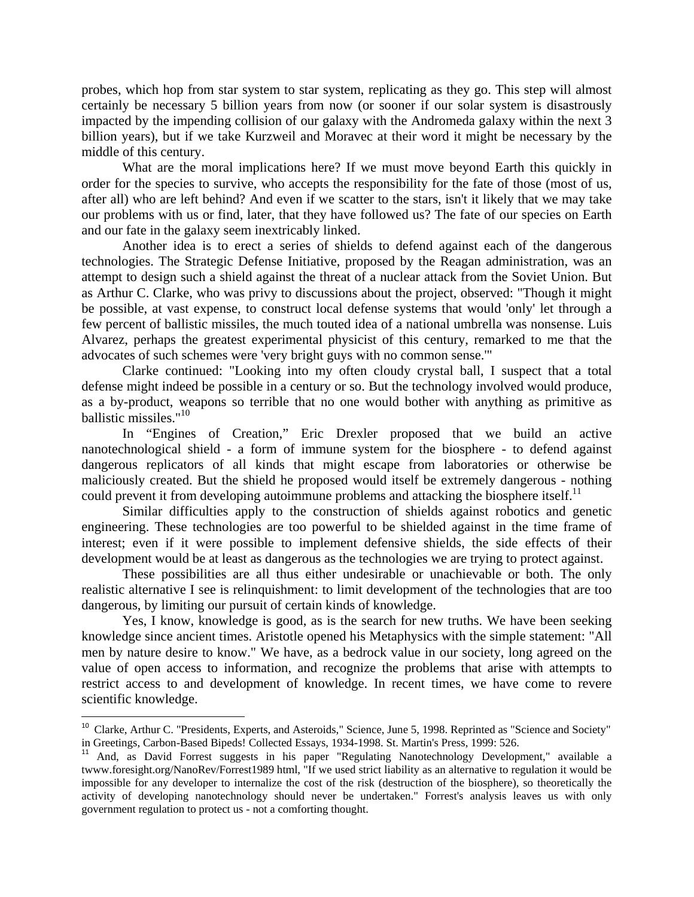probes, which hop from star system to star system, replicating as they go. This step will almost certainly be necessary 5 billion years from now (or sooner if our solar system is disastrously impacted by the impending collision of our galaxy with the Andromeda galaxy within the next 3 billion years), but if we take Kurzweil and Moravec at their word it might be necessary by the middle of this century.

What are the moral implications here? If we must move beyond Earth this quickly in order for the species to survive, who accepts the responsibility for the fate of those (most of us, after all) who are left behind? And even if we scatter to the stars, isn't it likely that we may take our problems with us or find, later, that they have followed us? The fate of our species on Earth and our fate in the galaxy seem inextricably linked.

Another idea is to erect a series of shields to defend against each of the dangerous technologies. The Strategic Defense Initiative, proposed by the Reagan administration, was an attempt to design such a shield against the threat of a nuclear attack from the Soviet Union. But as Arthur C. Clarke, who was privy to discussions about the project, observed: "Though it might be possible, at vast expense, to construct local defense systems that would 'only' let through a few percent of ballistic missiles, the much touted idea of a national umbrella was nonsense. Luis Alvarez, perhaps the greatest experimental physicist of this century, remarked to me that the advocates of such schemes were 'very bright guys with no common sense.'"

Clarke continued: "Looking into my often cloudy crystal ball, I suspect that a total defense might indeed be possible in a century or so. But the technology involved would produce, as a by-product, weapons so terrible that no one would bother with anything as primitive as ballistic missiles."[10]

In "Engines of Creation," Eric Drexler proposed that we build an active nanotechnological shield - a form of immune system for the biosphere - to defend against dangerous replicators of all kinds that might escape from laboratories or otherwise be maliciously created. But the shield he proposed would itself be extremely dangerous - nothing could prevent it from developing autoimmune problems and attacking the biosphere itself.[11]

Similar difficulties apply to the construction of shields against robotics and genetic engineering. These technologies are too powerful to be shielded against in the time frame of interest; even if it were possible to implement defensive shields, the side effects of their development would be at least as dangerous as the technologies we are trying to protect against.

These possibilities are all thus either undesirable or unachievable or both. The only realistic alternative I see is relinquishment: to limit development of the technologies that are too dangerous, by limiting our pursuit of certain kinds of knowledge.

Yes, I know, knowledge is good, as is the search for new truths. We have been seeking knowledge since ancient times. Aristotle opened his Metaphysics with the simple statement: "All men by nature desire to know." We have, as a bedrock value in our society, long agreed on the value of open access to information, and recognize the problems that arise with attempts to restrict access to and development of knowledge. In recent times, we have come to revere scientific knowledge.

---

[10] Clarke, Arthur C. "Presidents, Experts, and Asteroids," Science, June 5, 1998. Reprinted as "Science and Society" in Greetings, Carbon-Based Bipeds! Collected Essays, 1934-1998. St. Martin's Press, 1999: 526.

[11] And, as David Forrest suggests in his paper "Regulating Nanotechnology Development," available a twww.foresight.org/NanoRev/Forrest1989 html, "If we used strict liability as an alternative to regulation it would be impossible for any developer to internalize the cost of the risk (destruction of the biosphere), so theoretically the activity of developing nanotechnology should never be undertaken." Forrest's analysis leaves us with only government regulation to protect us - not a comforting thought.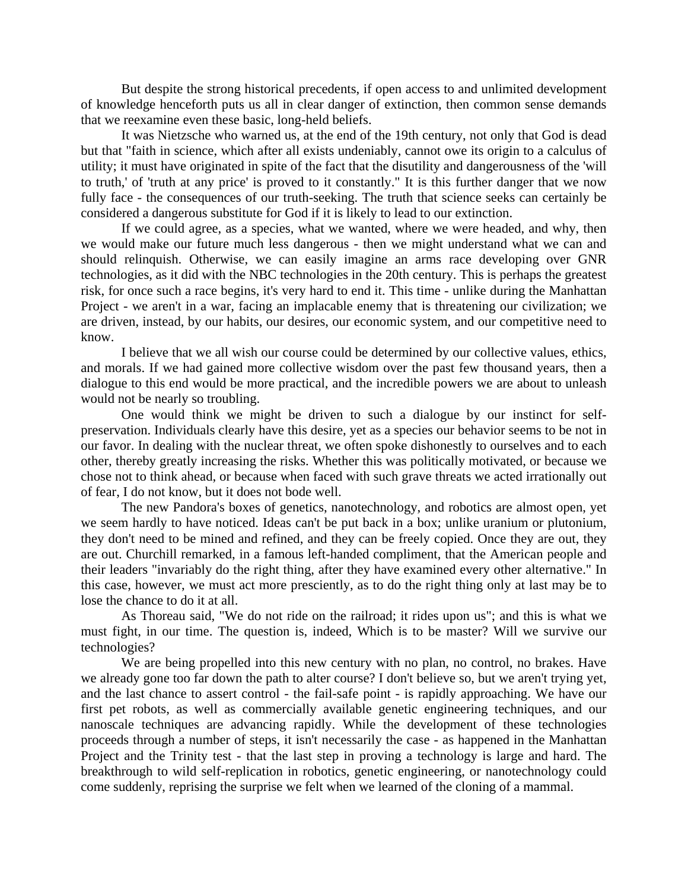But despite the strong historical precedents, if open access to and unlimited development of knowledge henceforth puts us all in clear danger of extinction, then common sense demands that we reexamine even these basic, long-held beliefs.

It was Nietzsche who warned us, at the end of the 19th century, not only that God is dead but that "faith in science, which after all exists undeniably, cannot owe its origin to a calculus of utility; it must have originated in spite of the fact that the disutility and dangerousness of the 'will to truth,' of 'truth at any price' is proved to it constantly." It is this further danger that we now fully face - the consequences of our truth-seeking. The truth that science seeks can certainly be considered a dangerous substitute for God if it is likely to lead to our extinction.

If we could agree, as a species, what we wanted, where we were headed, and why, then we would make our future much less dangerous - then we might understand what we can and should relinquish. Otherwise, we can easily imagine an arms race developing over GNR technologies, as it did with the NBC technologies in the 20th century. This is perhaps the greatest risk, for once such a race begins, it's very hard to end it. This time - unlike during the Manhattan Project - we aren't in a war, facing an implacable enemy that is threatening our civilization; we are driven, instead, by our habits, our desires, our economic system, and our competitive need to know.

I believe that we all wish our course could be determined by our collective values, ethics, and morals. If we had gained more collective wisdom over the past few thousand years, then a dialogue to this end would be more practical, and the incredible powers we are about to unleash would not be nearly so troubling.

One would think we might be driven to such a dialogue by our instinct for self-preservation. Individuals clearly have this desire, yet as a species our behavior seems to be not in our favor. In dealing with the nuclear threat, we often spoke dishonestly to ourselves and to each other, thereby greatly increasing the risks. Whether this was politically motivated, or because we chose not to think ahead, or because when faced with such grave threats we acted irrationally out of fear, I do not know, but it does not bode well.

The new Pandora's boxes of genetics, nanotechnology, and robotics are almost open, yet we seem hardly to have noticed. Ideas can't be put back in a box; unlike uranium or plutonium, they don't need to be mined and refined, and they can be freely copied. Once they are out, they are out. Churchill remarked, in a famous left-handed compliment, that the American people and their leaders "invariably do the right thing, after they have examined every other alternative." In this case, however, we must act more presciently, as to do the right thing only at last may be to lose the chance to do it at all.

As Thoreau said, "We do not ride on the railroad; it rides upon us"; and this is what we must fight, in our time. The question is, indeed, Which is to be master? Will we survive our technologies?

We are being propelled into this new century with no plan, no control, no brakes. Have we already gone too far down the path to alter course? I don't believe so, but we aren't trying yet, and the last chance to assert control - the fail-safe point - is rapidly approaching. We have our first pet robots, as well as commercially available genetic engineering techniques, and our nanoscale techniques are advancing rapidly. While the development of these technologies proceeds through a number of steps, it isn't necessarily the case - as happened in the Manhattan Project and the Trinity test - that the last step in proving a technology is large and hard. The breakthrough to wild self-replication in robotics, genetic engineering, or nanotechnology could come suddenly, reprising the surprise we felt when we learned of the cloning of a mammal.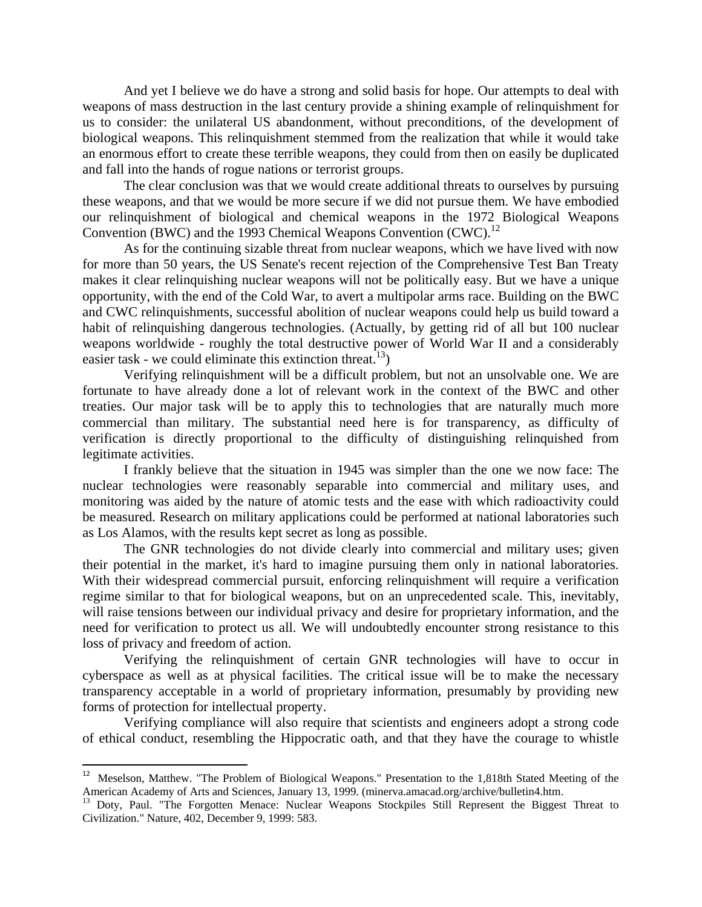And yet I believe we do have a strong and solid basis for hope. Our attempts to deal with weapons of mass destruction in the last century provide a shining example of relinquishment for us to consider: the unilateral US abandonment, without preconditions, of the development of biological weapons. This relinquishment stemmed from the realization that while it would take an enormous effort to create these terrible weapons, they could from then on easily be duplicated and fall into the hands of rogue nations or terrorist groups.

The clear conclusion was that we would create additional threats to ourselves by pursuing these weapons, and that we would be more secure if we did not pursue them. We have embodied our relinquishment of biological and chemical weapons in the 1972 Biological Weapons Convention (BWC) and the 1993 Chemical Weapons Convention (CWC).[12]

As for the continuing sizable threat from nuclear weapons, which we have lived with now for more than 50 years, the US Senate's recent rejection of the Comprehensive Test Ban Treaty makes it clear relinquishing nuclear weapons will not be politically easy. But we have a unique opportunity, with the end of the Cold War, to avert a multipolar arms race. Building on the BWC and CWC relinquishments, successful abolition of nuclear weapons could help us build toward a habit of relinquishing dangerous technologies. (Actually, by getting rid of all but 100 nuclear weapons worldwide - roughly the total destructive power of World War II and a considerably easier task - we could eliminate this extinction threat.[13])

Verifying relinquishment will be a difficult problem, but not an unsolvable one. We are fortunate to have already done a lot of relevant work in the context of the BWC and other treaties. Our major task will be to apply this to technologies that are naturally much more commercial than military. The substantial need here is for transparency, as difficulty of verification is directly proportional to the difficulty of distinguishing relinquished from legitimate activities.

I frankly believe that the situation in 1945 was simpler than the one we now face: The nuclear technologies were reasonably separable into commercial and military uses, and monitoring was aided by the nature of atomic tests and the ease with which radioactivity could be measured. Research on military applications could be performed at national laboratories such as Los Alamos, with the results kept secret as long as possible.

The GNR technologies do not divide clearly into commercial and military uses; given their potential in the market, it's hard to imagine pursuing them only in national laboratories. With their widespread commercial pursuit, enforcing relinquishment will require a verification regime similar to that for biological weapons, but on an unprecedented scale. This, inevitably, will raise tensions between our individual privacy and desire for proprietary information, and the need for verification to protect us all. We will undoubtedly encounter strong resistance to this loss of privacy and freedom of action.

Verifying the relinquishment of certain GNR technologies will have to occur in cyberspace as well as at physical facilities. The critical issue will be to make the necessary transparency acceptable in a world of proprietary information, presumably by providing new forms of protection for intellectual property.

Verifying compliance will also require that scientists and engineers adopt a strong code of ethical conduct, resembling the Hippocratic oath, and that they have the courage to whistle

---

[12] Meselson, Matthew. "The Problem of Biological Weapons." Presentation to the 1,818th Stated Meeting of the American Academy of Arts and Sciences, January 13, 1999. (minerva.amacad.org/archive/bulletin4.htm.

[13] Doty, Paul. "The Forgotten Menace: Nuclear Weapons Stockpiles Still Represent the Biggest Threat to Civilization." Nature, 402, December 9, 1999: 583.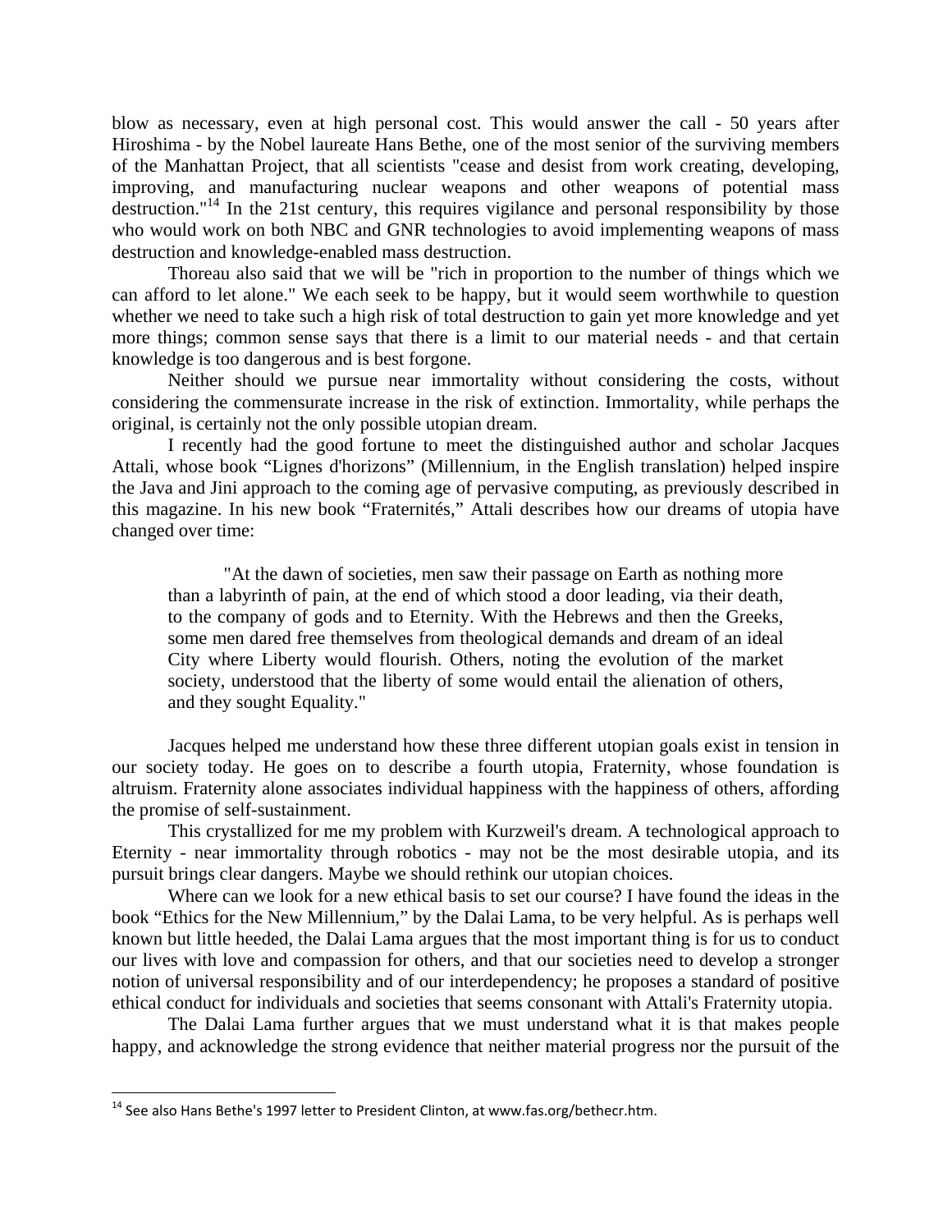blow as necessary, even at high personal cost. This would answer the call - 50 years after Hiroshima - by the Nobel laureate Hans Bethe, one of the most senior of the surviving members of the Manhattan Project, that all scientists "cease and desist from work creating, developing, improving, and manufacturing nuclear weapons and other weapons of potential mass destruction."[14] In the 21st century, this requires vigilance and personal responsibility by those who would work on both NBC and GNR technologies to avoid implementing weapons of mass destruction and knowledge-enabled mass destruction.

Thoreau also said that we will be "rich in proportion to the number of things which we can afford to let alone." We each seek to be happy, but it would seem worthwhile to question whether we need to take such a high risk of total destruction to gain yet more knowledge and yet more things; common sense says that there is a limit to our material needs - and that certain knowledge is too dangerous and is best forgone.

Neither should we pursue near immortality without considering the costs, without considering the commensurate increase in the risk of extinction. Immortality, while perhaps the original, is certainly not the only possible utopian dream.

I recently had the good fortune to meet the distinguished author and scholar Jacques Attali, whose book "Lignes d'horizons" (Millennium, in the English translation) helped inspire the Java and Jini approach to the coming age of pervasive computing, as previously described in this magazine. In his new book "Fraternités," Attali describes how our dreams of utopia have changed over time:

> "At the dawn of societies, men saw their passage on Earth as nothing more than a labyrinth of pain, at the end of which stood a door leading, via their death, to the company of gods and to Eternity. With the Hebrews and then the Greeks, some men dared free themselves from theological demands and dream of an ideal City where Liberty would flourish. Others, noting the evolution of the market society, understood that the liberty of some would entail the alienation of others, and they sought Equality."

Jacques helped me understand how these three different utopian goals exist in tension in our society today. He goes on to describe a fourth utopia, Fraternity, whose foundation is altruism. Fraternity alone associates individual happiness with the happiness of others, affording the promise of self-sustainment.

This crystallized for me my problem with Kurzweil's dream. A technological approach to Eternity - near immortality through robotics - may not be the most desirable utopia, and its pursuit brings clear dangers. Maybe we should rethink our utopian choices.

Where can we look for a new ethical basis to set our course? I have found the ideas in the book "Ethics for the New Millennium," by the Dalai Lama, to be very helpful. As is perhaps well known but little heeded, the Dalai Lama argues that the most important thing is for us to conduct our lives with love and compassion for others, and that our societies need to develop a stronger notion of universal responsibility and of our interdependency; he proposes a standard of positive ethical conduct for individuals and societies that seems consonant with Attali's Fraternity utopia.

The Dalai Lama further argues that we must understand what it is that makes people happy, and acknowledge the strong evidence that neither material progress nor the pursuit of the

---

[14] See also Hans Bethe's 1997 letter to President Clinton, at www.fas.org/bethecr.htm.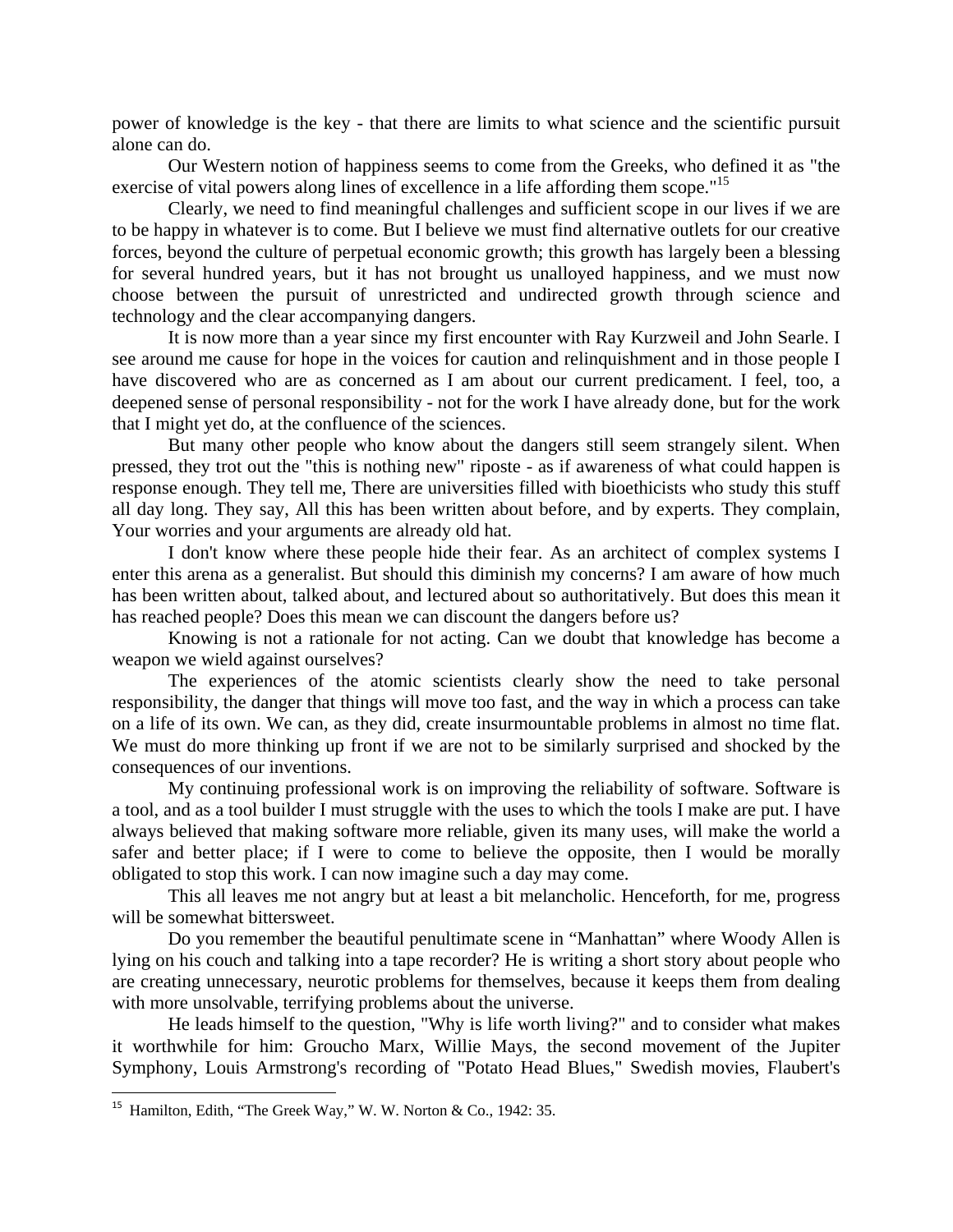power of knowledge is the key - that there are limits to what science and the scientific pursuit alone can do.

Our Western notion of happiness seems to come from the Greeks, who defined it as "the exercise of vital powers along lines of excellence in a life affording them scope."[15]

Clearly, we need to find meaningful challenges and sufficient scope in our lives if we are to be happy in whatever is to come. But I believe we must find alternative outlets for our creative forces, beyond the culture of perpetual economic growth; this growth has largely been a blessing for several hundred years, but it has not brought us unalloyed happiness, and we must now choose between the pursuit of unrestricted and undirected growth through science and technology and the clear accompanying dangers.

It is now more than a year since my first encounter with Ray Kurzweil and John Searle. I see around me cause for hope in the voices for caution and relinquishment and in those people I have discovered who are as concerned as I am about our current predicament. I feel, too, a deepened sense of personal responsibility - not for the work I have already done, but for the work that I might yet do, at the confluence of the sciences.

But many other people who know about the dangers still seem strangely silent. When pressed, they trot out the "this is nothing new" riposte - as if awareness of what could happen is response enough. They tell me, There are universities filled with bioethicists who study this stuff all day long. They say, All this has been written about before, and by experts. They complain, Your worries and your arguments are already old hat.

I don't know where these people hide their fear. As an architect of complex systems I enter this arena as a generalist. But should this diminish my concerns? I am aware of how much has been written about, talked about, and lectured about so authoritatively. But does this mean it has reached people? Does this mean we can discount the dangers before us?

Knowing is not a rationale for not acting. Can we doubt that knowledge has become a weapon we wield against ourselves?

The experiences of the atomic scientists clearly show the need to take personal responsibility, the danger that things will move too fast, and the way in which a process can take on a life of its own. We can, as they did, create insurmountable problems in almost no time flat. We must do more thinking up front if we are not to be similarly surprised and shocked by the consequences of our inventions.

My continuing professional work is on improving the reliability of software. Software is a tool, and as a tool builder I must struggle with the uses to which the tools I make are put. I have always believed that making software more reliable, given its many uses, will make the world a safer and better place; if I were to come to believe the opposite, then I would be morally obligated to stop this work. I can now imagine such a day may come.

This all leaves me not angry but at least a bit melancholic. Henceforth, for me, progress will be somewhat bittersweet.

Do you remember the beautiful penultimate scene in "Manhattan" where Woody Allen is lying on his couch and talking into a tape recorder? He is writing a short story about people who are creating unnecessary, neurotic problems for themselves, because it keeps them from dealing with more unsolvable, terrifying problems about the universe.

He leads himself to the question, "Why is life worth living?" and to consider what makes it worthwhile for him: Groucho Marx, Willie Mays, the second movement of the Jupiter Symphony, Louis Armstrong's recording of "Potato Head Blues," Swedish movies, Flaubert's

---

[15] Hamilton, Edith, "The Greek Way," W. W. Norton & Co., 1942: 35.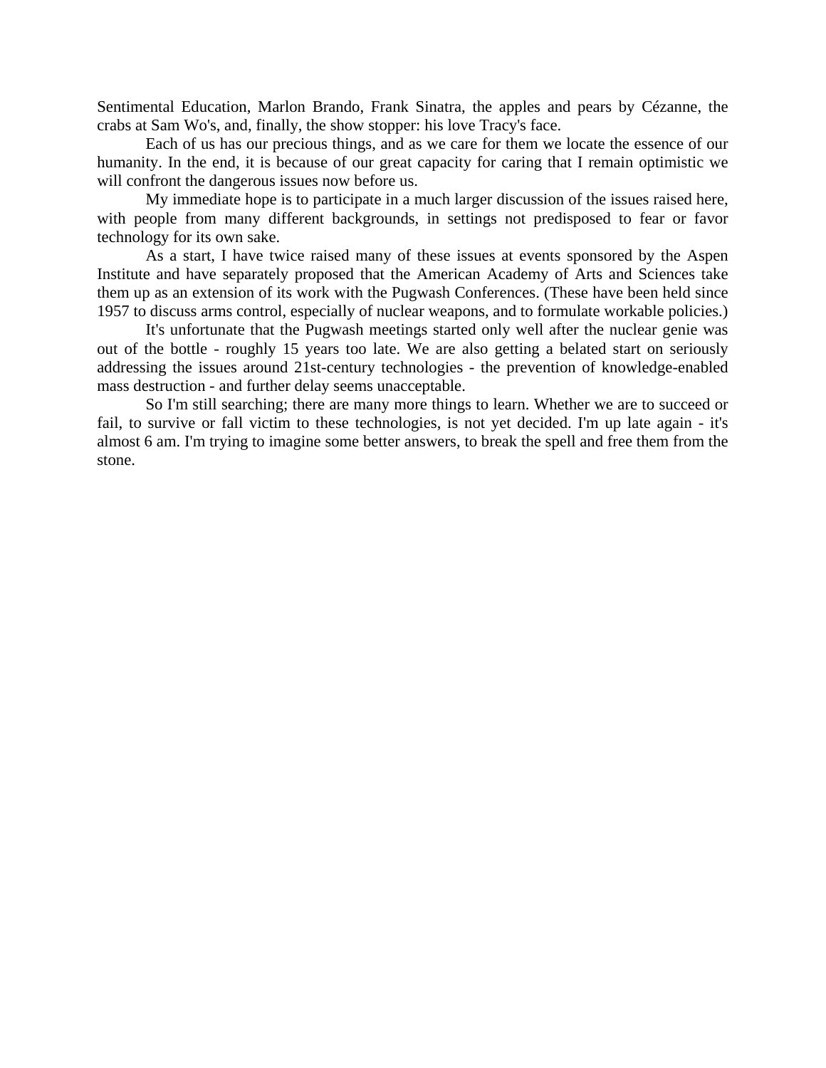Sentimental Education, Marlon Brando, Frank Sinatra, the apples and pears by Cézanne, the crabs at Sam Wo's, and, finally, the show stopper: his love Tracy's face.

Each of us has our precious things, and as we care for them we locate the essence of our humanity. In the end, it is because of our great capacity for caring that I remain optimistic we will confront the dangerous issues now before us.

My immediate hope is to participate in a much larger discussion of the issues raised here, with people from many different backgrounds, in settings not predisposed to fear or favor technology for its own sake.

As a start, I have twice raised many of these issues at events sponsored by the Aspen Institute and have separately proposed that the American Academy of Arts and Sciences take them up as an extension of its work with the Pugwash Conferences. (These have been held since 1957 to discuss arms control, especially of nuclear weapons, and to formulate workable policies.)

It's unfortunate that the Pugwash meetings started only well after the nuclear genie was out of the bottle - roughly 15 years too late. We are also getting a belated start on seriously addressing the issues around 21st-century technologies - the prevention of knowledge-enabled mass destruction - and further delay seems unacceptable.

So I'm still searching; there are many more things to learn. Whether we are to succeed or fail, to survive or fall victim to these technologies, is not yet decided. I'm up late again - it's almost 6 am. I'm trying to imagine some better answers, to break the spell and free them from the stone.